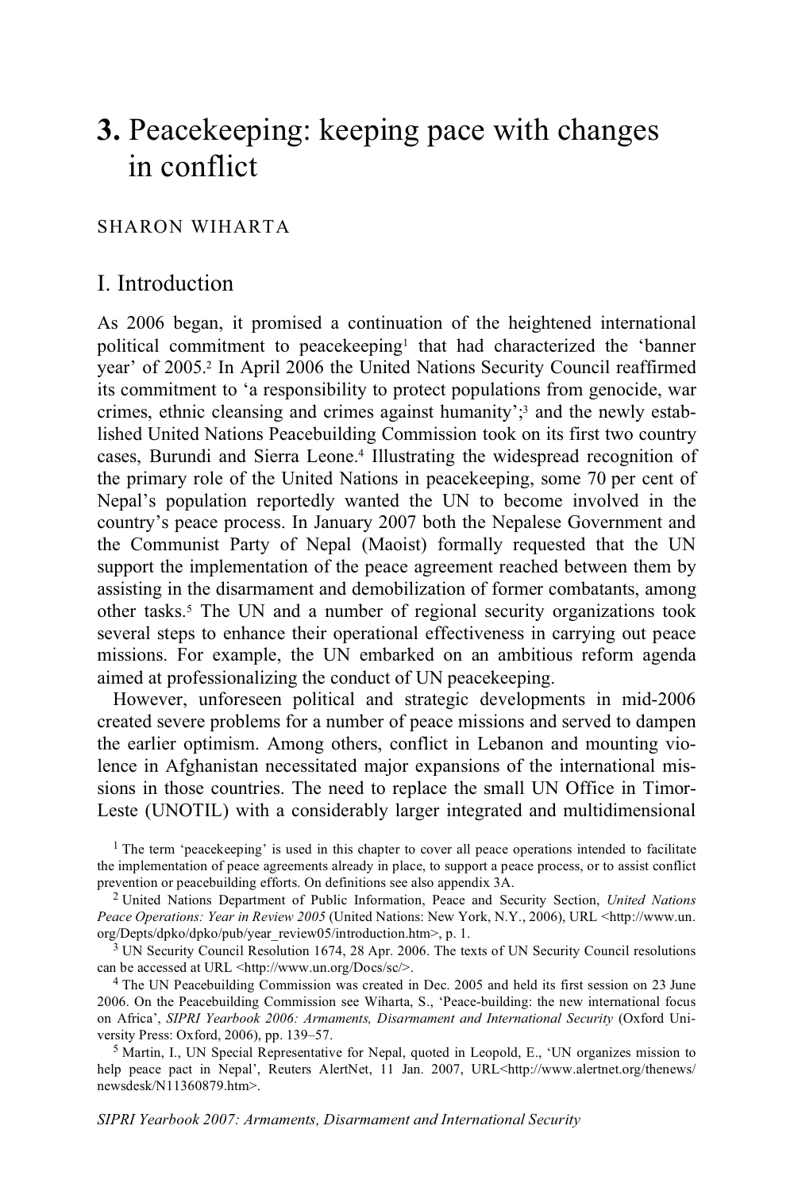# 3. Peacekeeping: keeping pace with changes in conflict

SHARON WIHARTA

## I. Introduction

As 2006 began, it promised a continuation of the heightened international political commitment to peacekeeping[1] that had characterized the 'banner year' of 2005.[2] In April 2006 the United Nations Security Council reaffirmed its commitment to 'a responsibility to protect populations from genocide, war crimes, ethnic cleansing and crimes against humanity';[3] and the newly established United Nations Peacebuilding Commission took on its first two country cases, Burundi and Sierra Leone.[4] Illustrating the widespread recognition of the primary role of the United Nations in peacekeeping, some 70 per cent of Nepal's population reportedly wanted the UN to become involved in the country's peace process. In January 2007 both the Nepalese Government and the Communist Party of Nepal (Maoist) formally requested that the UN support the implementation of the peace agreement reached between them by assisting in the disarmament and demobilization of former combatants, among other tasks.[5] The UN and a number of regional security organizations took several steps to enhance their operational effectiveness in carrying out peace missions. For example, the UN embarked on an ambitious reform agenda aimed at professionalizing the conduct of UN peacekeeping.

However, unforeseen political and strategic developments in mid-2006 created severe problems for a number of peace missions and served to dampen the earlier optimism. Among others, conflict in Lebanon and mounting violence in Afghanistan necessitated major expansions of the international missions in those countries. The need to replace the small UN Office in Timor-Leste (UNOTIL) with a considerably larger integrated and multidimensional

[1] The term 'peacekeeping' is used in this chapter to cover all peace operations intended to facilitate the implementation of peace agreements already in place, to support a peace process, or to assist conflict prevention or peacebuilding efforts. On definitions see also appendix 3A.

[2] United Nations Department of Public Information, Peace and Security Section, *United Nations Peace Operations: Year in Review 2005* (United Nations: New York, N.Y., 2006), URL <http://www.un.org/Depts/dpko/dpko/pub/year_review05/introduction.htm>, p. 1.

[3] UN Security Council Resolution 1674, 28 Apr. 2006. The texts of UN Security Council resolutions can be accessed at URL <http://www.un.org/Docs/sc/>.

[4] The UN Peacebuilding Commission was created in Dec. 2005 and held its first session on 23 June 2006. On the Peacebuilding Commission see Wiharta, S., 'Peace-building: the new international focus on Africa', *SIPRI Yearbook 2006: Armaments, Disarmament and International Security* (Oxford University Press: Oxford, 2006), pp. 139–57.

[5] Martin, I., UN Special Representative for Nepal, quoted in Leopold, E., 'UN organizes mission to help peace pact in Nepal', Reuters AlertNet, 11 Jan. 2007, URL<http://www.alertnet.org/thenews/newsdesk/N11360879.htm>.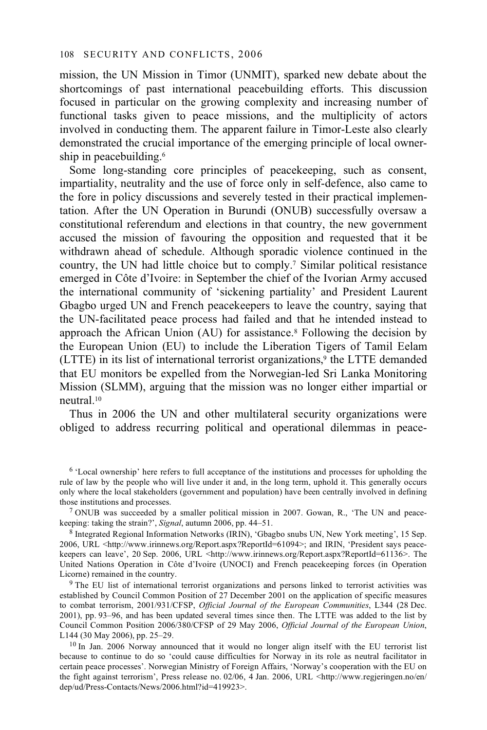mission, the UN Mission in Timor (UNMIT), sparked new debate about the shortcomings of past international peacebuilding efforts. This discussion focused in particular on the growing complexity and increasing number of functional tasks given to peace missions, and the multiplicity of actors involved in conducting them. The apparent failure in Timor-Leste also clearly demonstrated the crucial importance of the emerging principle of local ownership in peacebuilding.[6]

Some long-standing core principles of peacekeeping, such as consent, impartiality, neutrality and the use of force only in self-defence, also came to the fore in policy discussions and severely tested in their practical implementation. After the UN Operation in Burundi (ONUB) successfully oversaw a constitutional referendum and elections in that country, the new government accused the mission of favouring the opposition and requested that it be withdrawn ahead of schedule. Although sporadic violence continued in the country, the UN had little choice but to comply.[7] Similar political resistance emerged in Côte d'Ivoire: in September the chief of the Ivorian Army accused the international community of 'sickening partiality' and President Laurent Gbagbo urged UN and French peacekeepers to leave the country, saying that the UN-facilitated peace process had failed and that he intended instead to approach the African Union (AU) for assistance.[8] Following the decision by the European Union (EU) to include the Liberation Tigers of Tamil Eelam (LTTE) in its list of international terrorist organizations,[9] the LTTE demanded that EU monitors be expelled from the Norwegian-led Sri Lanka Monitoring Mission (SLMM), arguing that the mission was no longer either impartial or neutral.[10]

Thus in 2006 the UN and other multilateral security organizations were obliged to address recurring political and operational dilemmas in peace-

[6] 'Local ownership' here refers to full acceptance of the institutions and processes for upholding the rule of law by the people who will live under it and, in the long term, uphold it. This generally occurs only where the local stakeholders (government and population) have been centrally involved in defining those institutions and processes.

[7] ONUB was succeeded by a smaller political mission in 2007. Gowan, R., 'The UN and peacekeeping: taking the strain?', *Signal*, autumn 2006, pp. 44–51.

[8] Integrated Regional Information Networks (IRIN), 'Gbagbo snubs UN, New York meeting', 15 Sep. 2006, URL <http://www.irinnews.org/Report.aspx?ReportId=61094>; and IRIN, 'President says peacekeepers can leave', 20 Sep. 2006, URL <http://www.irinnews.org/Report.aspx?ReportId=61136>. The United Nations Operation in Côte d'Ivoire (UNOCI) and French peacekeeping forces (in Operation Licorne) remained in the country.

[9] The EU list of international terrorist organizations and persons linked to terrorist activities was established by Council Common Position of 27 December 2001 on the application of specific measures to combat terrorism, 2001/931/CFSP, *Official Journal of the European Communities*, L344 (28 Dec. 2001), pp. 93–96, and has been updated several times since then. The LTTE was added to the list by Council Common Position 2006/380/CFSP of 29 May 2006, *Official Journal of the European Union*, L144 (30 May 2006), pp. 25–29.

[10] In Jan. 2006 Norway announced that it would no longer align itself with the EU terrorist list because to continue to do so 'could cause difficulties for Norway in its role as neutral facilitator in certain peace processes'. Norwegian Ministry of Foreign Affairs, 'Norway's cooperation with the EU on the fight against terrorism', Press release no. 02/06, 4 Jan. 2006, URL <http://www.regjeringen.no/en/dep/ud/Press-Contacts/News/2006.html?id=419923>.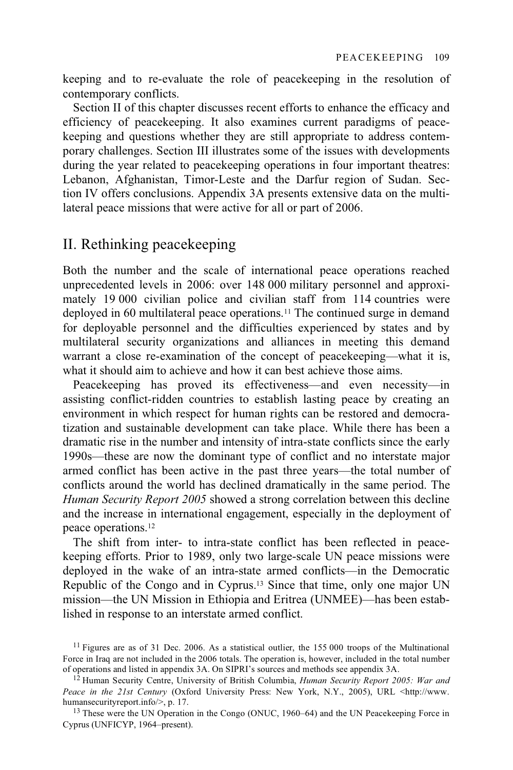keeping and to re-evaluate the role of peacekeeping in the resolution of contemporary conflicts.

Section II of this chapter discusses recent efforts to enhance the efficacy and efficiency of peacekeeping. It also examines current paradigms of peacekeeping and questions whether they are still appropriate to address contemporary challenges. Section III illustrates some of the issues with developments during the year related to peacekeeping operations in four important theatres: Lebanon, Afghanistan, Timor-Leste and the Darfur region of Sudan. Section IV offers conclusions. Appendix 3A presents extensive data on the multilateral peace missions that were active for all or part of 2006.

## II. Rethinking peacekeeping

Both the number and the scale of international peace operations reached unprecedented levels in 2006: over 148 000 military personnel and approximately 19 000 civilian police and civilian staff from 114 countries were deployed in 60 multilateral peace operations.[11] The continued surge in demand for deployable personnel and the difficulties experienced by states and by multilateral security organizations and alliances in meeting this demand warrant a close re-examination of the concept of peacekeeping—what it is, what it should aim to achieve and how it can best achieve those aims.

Peacekeeping has proved its effectiveness—and even necessity—in assisting conflict-ridden countries to establish lasting peace by creating an environment in which respect for human rights can be restored and democratization and sustainable development can take place. While there has been a dramatic rise in the number and intensity of intra-state conflicts since the early 1990s—these are now the dominant type of conflict and no interstate major armed conflict has been active in the past three years—the total number of conflicts around the world has declined dramatically in the same period. The *Human Security Report 2005* showed a strong correlation between this decline and the increase in international engagement, especially in the deployment of peace operations.[12]

The shift from inter- to intra-state conflict has been reflected in peacekeeping efforts. Prior to 1989, only two large-scale UN peace missions were deployed in the wake of an intra-state armed conflicts—in the Democratic Republic of the Congo and in Cyprus.[13] Since that time, only one major UN mission—the UN Mission in Ethiopia and Eritrea (UNMEE)—has been established in response to an interstate armed conflict.

[11] Figures are as of 31 Dec. 2006. As a statistical outlier, the 155 000 troops of the Multinational Force in Iraq are not included in the 2006 totals. The operation is, however, included in the total number of operations and listed in appendix 3A. On SIPRI's sources and methods see appendix 3A.

[12] Human Security Centre, University of British Columbia, *Human Security Report 2005: War and Peace in the 21st Century* (Oxford University Press: New York, N.Y., 2005), URL <http://www.humansecurityreport.info/>, p. 17.

[13] These were the UN Operation in the Congo (ONUC, 1960–64) and the UN Peacekeeping Force in Cyprus (UNFICYP, 1964–present).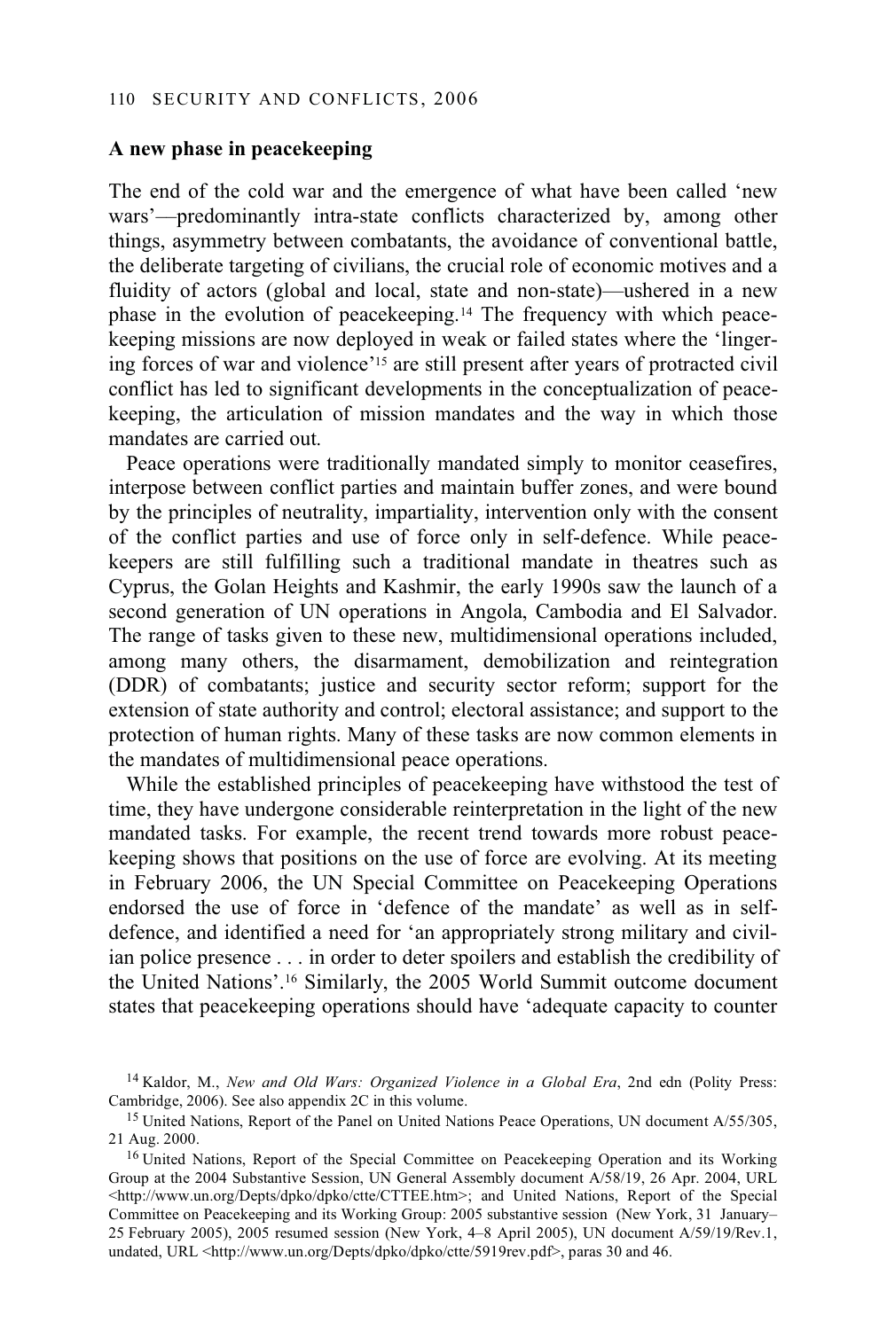### A new phase in peacekeeping

The end of the cold war and the emergence of what have been called 'new wars'—predominantly intra-state conflicts characterized by, among other things, asymmetry between combatants, the avoidance of conventional battle, the deliberate targeting of civilians, the crucial role of economic motives and a fluidity of actors (global and local, state and non-state)—ushered in a new phase in the evolution of peacekeeping.[14] The frequency with which peacekeeping missions are now deployed in weak or failed states where the 'lingering forces of war and violence'[15] are still present after years of protracted civil conflict has led to significant developments in the conceptualization of peacekeeping, the articulation of mission mandates and the way in which those mandates are carried out.

Peace operations were traditionally mandated simply to monitor ceasefires, interpose between conflict parties and maintain buffer zones, and were bound by the principles of neutrality, impartiality, intervention only with the consent of the conflict parties and use of force only in self-defence. While peacekeepers are still fulfilling such a traditional mandate in theatres such as Cyprus, the Golan Heights and Kashmir, the early 1990s saw the launch of a second generation of UN operations in Angola, Cambodia and El Salvador. The range of tasks given to these new, multidimensional operations included, among many others, the disarmament, demobilization and reintegration (DDR) of combatants; justice and security sector reform; support for the extension of state authority and control; electoral assistance; and support to the protection of human rights. Many of these tasks are now common elements in the mandates of multidimensional peace operations.

While the established principles of peacekeeping have withstood the test of time, they have undergone considerable reinterpretation in the light of the new mandated tasks. For example, the recent trend towards more robust peacekeeping shows that positions on the use of force are evolving. At its meeting in February 2006, the UN Special Committee on Peacekeeping Operations endorsed the use of force in 'defence of the mandate' as well as in self-defence, and identified a need for 'an appropriately strong military and civilian police presence . . . in order to deter spoilers and establish the credibility of the United Nations'.[16] Similarly, the 2005 World Summit outcome document states that peacekeeping operations should have 'adequate capacity to counter

[14] Kaldor, M., *New and Old Wars: Organized Violence in a Global Era*, 2nd edn (Polity Press: Cambridge, 2006). See also appendix 2C in this volume.

[15] United Nations, Report of the Panel on United Nations Peace Operations, UN document A/55/305, 21 Aug. 2000.

[16] United Nations, Report of the Special Committee on Peacekeeping Operation and its Working Group at the 2004 Substantive Session, UN General Assembly document A/58/19, 26 Apr. 2004, URL <http://www.un.org/Depts/dpko/dpko/ctte/CTTEE.htm>; and United Nations, Report of the Special Committee on Peacekeeping and its Working Group: 2005 substantive session (New York, 31 January–25 February 2005), 2005 resumed session (New York, 4–8 April 2005), UN document A/59/19/Rev.1, undated, URL <http://www.un.org/Depts/dpko/dpko/ctte/5919rev.pdf>, paras 30 and 46.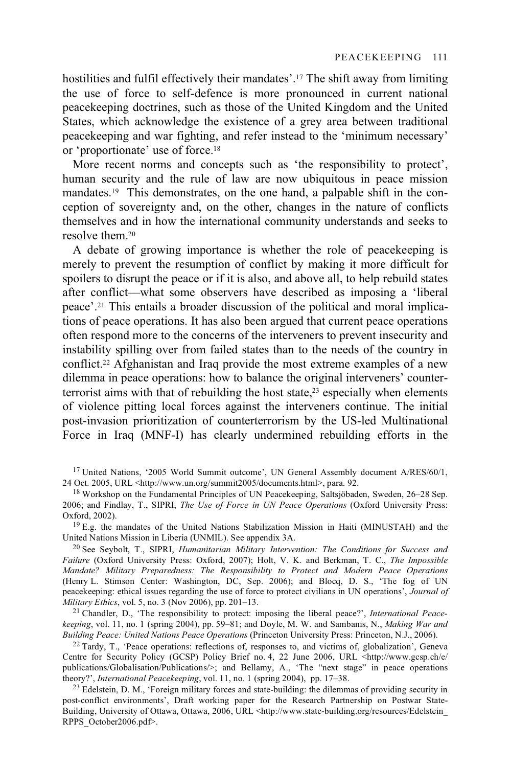hostilities and fulfil effectively their mandates'.[17] The shift away from limiting the use of force to self-defence is more pronounced in current national peacekeeping doctrines, such as those of the United Kingdom and the United States, which acknowledge the existence of a grey area between traditional peacekeeping and war fighting, and refer instead to the 'minimum necessary' or 'proportionate' use of force.[18]

More recent norms and concepts such as 'the responsibility to protect', human security and the rule of law are now ubiquitous in peace mission mandates.[19] This demonstrates, on the one hand, a palpable shift in the conception of sovereignty and, on the other, changes in the nature of conflicts themselves and in how the international community understands and seeks to resolve them.[20]

A debate of growing importance is whether the role of peacekeeping is merely to prevent the resumption of conflict by making it more difficult for spoilers to disrupt the peace or if it is also, and above all, to help rebuild states after conflict—what some observers have described as imposing a 'liberal peace'.[21] This entails a broader discussion of the political and moral implications of peace operations. It has also been argued that current peace operations often respond more to the concerns of the interveners to prevent insecurity and instability spilling over from failed states than to the needs of the country in conflict.[22] Afghanistan and Iraq provide the most extreme examples of a new dilemma in peace operations: how to balance the original interveners' counter-terrorist aims with that of rebuilding the host state,[23] especially when elements of violence pitting local forces against the interveners continue. The initial post-invasion prioritization of counterterrorism by the US-led Multinational Force in Iraq (MNF-I) has clearly undermined rebuilding efforts in the

[17] United Nations, '2005 World Summit outcome', UN General Assembly document A/RES/60/1, 24 Oct. 2005, URL <http://www.un.org/summit2005/documents.html>, para. 92.

[18] Workshop on the Fundamental Principles of UN Peacekeeping, Saltsjöbaden, Sweden, 26–28 Sep. 2006; and Findlay, T., SIPRI, *The Use of Force in UN Peace Operations* (Oxford University Press: Oxford, 2002).

[19] E.g. the mandates of the United Nations Stabilization Mission in Haiti (MINUSTAH) and the United Nations Mission in Liberia (UNMIL). See appendix 3A.

[20] See Seybolt, T., SIPRI, *Humanitarian Military Intervention: The Conditions for Success and Failure* (Oxford University Press: Oxford, 2007); Holt, V. K. and Berkman, T. C., *The Impossible Mandate? Military Preparedness: The Responsibility to Protect and Modern Peace Operations* (Henry L. Stimson Center: Washington, DC, Sep. 2006); and Blocq, D. S., 'The fog of UN peacekeeping: ethical issues regarding the use of force to protect civilians in UN operations', *Journal of Military Ethics*, vol. 5, no. 3 (Nov 2006), pp. 201–13.

[21] Chandler, D., 'The responsibility to protect: imposing the liberal peace?', *International Peacekeeping*, vol. 11, no. 1 (spring 2004), pp. 59–81; and Doyle, M. W. and Sambanis, N., *Making War and Building Peace: United Nations Peace Operations* (Princeton University Press: Princeton, N.J., 2006).

[22] Tardy, T., 'Peace operations: reflections of, responses to, and victims of, globalization', Geneva Centre for Security Policy (GCSP) Policy Brief no. 4, 22 June 2006, URL <http://www.gcsp.ch/e/publications/Globalisation/Publications/>; and Bellamy, A., 'The "next stage" in peace operations theory?', *International Peacekeeping*, vol. 11, no. 1 (spring 2004), pp. 17–38.

[23] Edelstein, D. M., 'Foreign military forces and state-building: the dilemmas of providing security in post-conflict environments', Draft working paper for the Research Partnership on Postwar State-Building, University of Ottawa, Ottawa, 2006, URL <http://www.state-building.org/resources/Edelstein_RPPS_October2006.pdf>.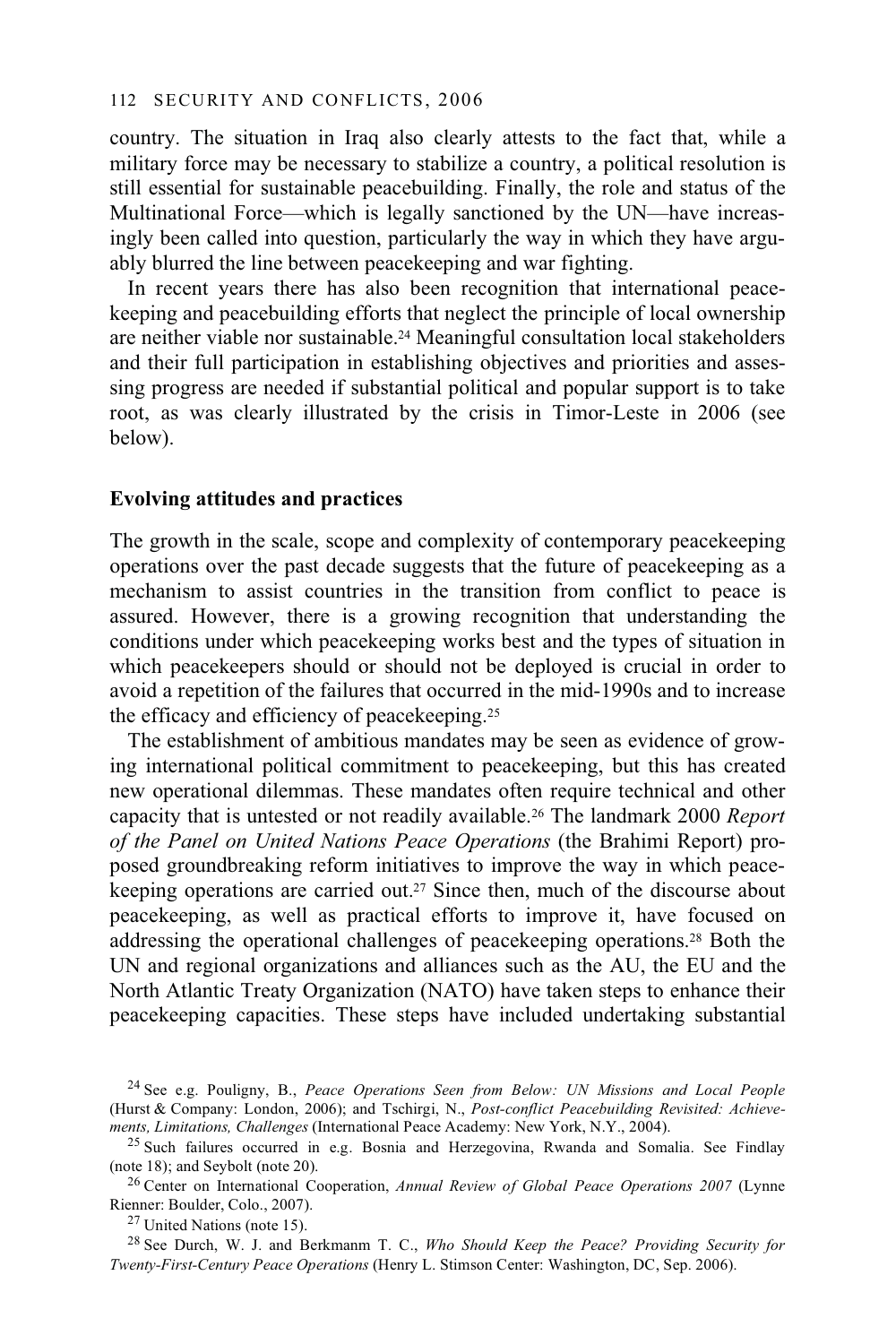country. The situation in Iraq also clearly attests to the fact that, while a military force may be necessary to stabilize a country, a political resolution is still essential for sustainable peacebuilding. Finally, the role and status of the Multinational Force—which is legally sanctioned by the UN—have increasingly been called into question, particularly the way in which they have arguably blurred the line between peacekeeping and war fighting.

In recent years there has also been recognition that international peacekeeping and peacebuilding efforts that neglect the principle of local ownership are neither viable nor sustainable.[24] Meaningful consultation local stakeholders and their full participation in establishing objectives and priorities and assessing progress are needed if substantial political and popular support is to take root, as was clearly illustrated by the crisis in Timor-Leste in 2006 (see below).

### Evolving attitudes and practices

The growth in the scale, scope and complexity of contemporary peacekeeping operations over the past decade suggests that the future of peacekeeping as a mechanism to assist countries in the transition from conflict to peace is assured. However, there is a growing recognition that understanding the conditions under which peacekeeping works best and the types of situation in which peacekeepers should or should not be deployed is crucial in order to avoid a repetition of the failures that occurred in the mid-1990s and to increase the efficacy and efficiency of peacekeeping.[25]

The establishment of ambitious mandates may be seen as evidence of growing international political commitment to peacekeeping, but this has created new operational dilemmas. These mandates often require technical and other capacity that is untested or not readily available.[26] The landmark 2000 *Report of the Panel on United Nations Peace Operations* (the Brahimi Report) proposed groundbreaking reform initiatives to improve the way in which peacekeeping operations are carried out.[27] Since then, much of the discourse about peacekeeping, as well as practical efforts to improve it, have focused on addressing the operational challenges of peacekeeping operations.[28] Both the UN and regional organizations and alliances such as the AU, the EU and the North Atlantic Treaty Organization (NATO) have taken steps to enhance their peacekeeping capacities. These steps have included undertaking substantial

---

[24] See e.g. Pouligny, B., *Peace Operations Seen from Below: UN Missions and Local People* (Hurst & Company: London, 2006); and Tschirgi, N., *Post-conflict Peacebuilding Revisited: Achievements, Limitations, Challenges* (International Peace Academy: New York, N.Y., 2004).

[25] Such failures occurred in e.g. Bosnia and Herzegovina, Rwanda and Somalia. See Findlay (note 18); and Seybolt (note 20).

[26] Center on International Cooperation, *Annual Review of Global Peace Operations 2007* (Lynne Rienner: Boulder, Colo., 2007).

[27] United Nations (note 15).

[28] See Durch, W. J. and Berkmanm T. C., *Who Should Keep the Peace? Providing Security for Twenty-First-Century Peace Operations* (Henry L. Stimson Center: Washington, DC, Sep. 2006).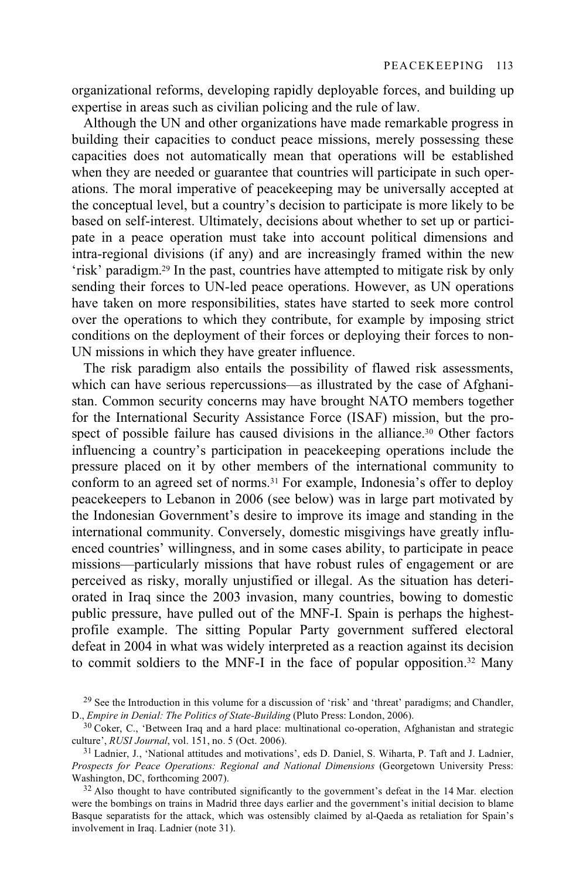organizational reforms, developing rapidly deployable forces, and building up expertise in areas such as civilian policing and the rule of law.

Although the UN and other organizations have made remarkable progress in building their capacities to conduct peace missions, merely possessing these capacities does not automatically mean that operations will be established when they are needed or guarantee that countries will participate in such operations. The moral imperative of peacekeeping may be universally accepted at the conceptual level, but a country's decision to participate is more likely to be based on self-interest. Ultimately, decisions about whether to set up or participate in a peace operation must take into account political dimensions and intra-regional divisions (if any) and are increasingly framed within the new 'risk' paradigm.[29] In the past, countries have attempted to mitigate risk by only sending their forces to UN-led peace operations. However, as UN operations have taken on more responsibilities, states have started to seek more control over the operations to which they contribute, for example by imposing strict conditions on the deployment of their forces or deploying their forces to non-UN missions in which they have greater influence.

The risk paradigm also entails the possibility of flawed risk assessments, which can have serious repercussions—as illustrated by the case of Afghanistan. Common security concerns may have brought NATO members together for the International Security Assistance Force (ISAF) mission, but the prospect of possible failure has caused divisions in the alliance.[30] Other factors influencing a country's participation in peacekeeping operations include the pressure placed on it by other members of the international community to conform to an agreed set of norms.[31] For example, Indonesia's offer to deploy peacekeepers to Lebanon in 2006 (see below) was in large part motivated by the Indonesian Government's desire to improve its image and standing in the international community. Conversely, domestic misgivings have greatly influenced countries' willingness, and in some cases ability, to participate in peace missions—particularly missions that have robust rules of engagement or are perceived as risky, morally unjustified or illegal. As the situation has deteriorated in Iraq since the 2003 invasion, many countries, bowing to domestic public pressure, have pulled out of the MNF-I. Spain is perhaps the highest-profile example. The sitting Popular Party government suffered electoral defeat in 2004 in what was widely interpreted as a reaction against its decision to commit soldiers to the MNF-I in the face of popular opposition.[32] Many

[29] See the Introduction in this volume for a discussion of 'risk' and 'threat' paradigms; and Chandler, D., *Empire in Denial: The Politics of State-Building* (Pluto Press: London, 2006).

[30] Coker, C., 'Between Iraq and a hard place: multinational co-operation, Afghanistan and strategic culture', *RUSI Journal*, vol. 151, no. 5 (Oct. 2006).

[31] Ladnier, J., 'National attitudes and motivations', eds D. Daniel, S. Wiharta, P. Taft and J. Ladnier, *Prospects for Peace Operations: Regional and National Dimensions* (Georgetown University Press: Washington, DC, forthcoming 2007).

[32] Also thought to have contributed significantly to the government's defeat in the 14 Mar. election were the bombings on trains in Madrid three days earlier and the government's initial decision to blame Basque separatists for the attack, which was ostensibly claimed by al-Qaeda as retaliation for Spain's involvement in Iraq. Ladnier (note 31).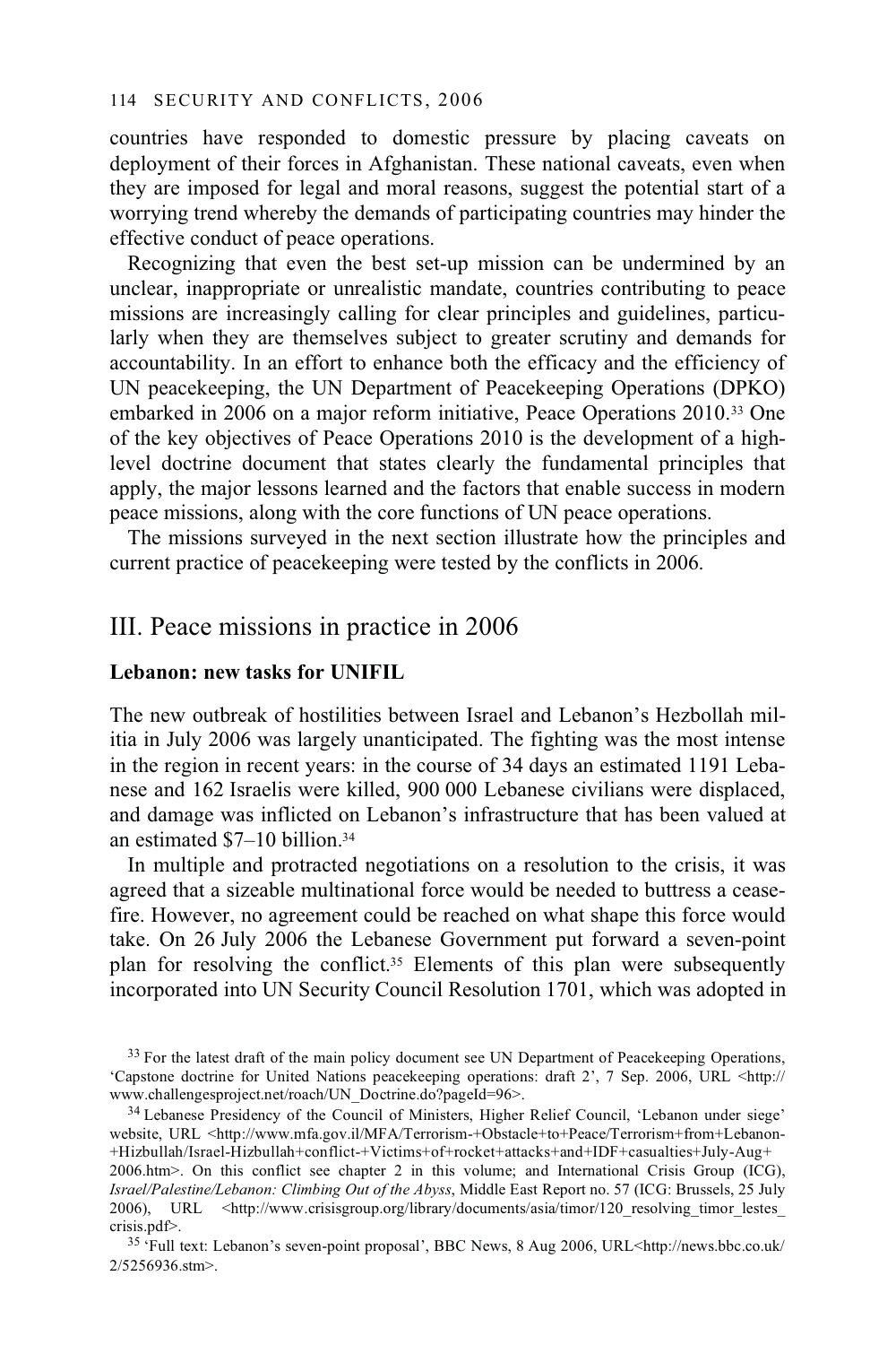countries have responded to domestic pressure by placing caveats on deployment of their forces in Afghanistan. These national caveats, even when they are imposed for legal and moral reasons, suggest the potential start of a worrying trend whereby the demands of participating countries may hinder the effective conduct of peace operations.

Recognizing that even the best set-up mission can be undermined by an unclear, inappropriate or unrealistic mandate, countries contributing to peace missions are increasingly calling for clear principles and guidelines, particularly when they are themselves subject to greater scrutiny and demands for accountability. In an effort to enhance both the efficacy and the efficiency of UN peacekeeping, the UN Department of Peacekeeping Operations (DPKO) embarked in 2006 on a major reform initiative, Peace Operations 2010.[33] One of the key objectives of Peace Operations 2010 is the development of a high-level doctrine document that states clearly the fundamental principles that apply, the major lessons learned and the factors that enable success in modern peace missions, along with the core functions of UN peace operations.

The missions surveyed in the next section illustrate how the principles and current practice of peacekeeping were tested by the conflicts in 2006.

## III. Peace missions in practice in 2006

### Lebanon: new tasks for UNIFIL

The new outbreak of hostilities between Israel and Lebanon's Hezbollah militia in July 2006 was largely unanticipated. The fighting was the most intense in the region in recent years: in the course of 34 days an estimated 1191 Lebanese and 162 Israelis were killed, 900 000 Lebanese civilians were displaced, and damage was inflicted on Lebanon's infrastructure that has been valued at an estimated $7–10 billion.[34]

In multiple and protracted negotiations on a resolution to the crisis, it was agreed that a sizeable multinational force would be needed to buttress a ceasefire. However, no agreement could be reached on what shape this force would take. On 26 July 2006 the Lebanese Government put forward a seven-point plan for resolving the conflict.[35] Elements of this plan were subsequently incorporated into UN Security Council Resolution 1701, which was adopted in

---

[33] For the latest draft of the main policy document see UN Department of Peacekeeping Operations, 'Capstone doctrine for United Nations peacekeeping operations: draft 2', 7 Sep. 2006, URL <http://www.challengesproject.net/roach/UN_Doctrine.do?pageId=96>.

[34] Lebanese Presidency of the Council of Ministers, Higher Relief Council, 'Lebanon under siege' website, URL <http://www.mfa.gov.il/MFA/Terrorism-+Obstacle+to+Peace/Terrorism+from+Lebanon-+Hizbullah/Israel-Hizbullah+conflict-+Victims+of+rocket+attacks+and+IDF+casualties+July-Aug+2006.htm>. On this conflict see chapter 2 in this volume; and International Crisis Group (ICG), *Israel/Palestine/Lebanon: Climbing Out of the Abyss*, Middle East Report no. 57 (ICG: Brussels, 25 July 2006), URL <http://www.crisisgroup.org/library/documents/asia/timor/120_resolving_timor_lestes_crisis.pdf>.

[35] 'Full text: Lebanon's seven-point proposal', BBC News, 8 Aug 2006, URL<http://news.bbc.co.uk/2/5256936.stm>.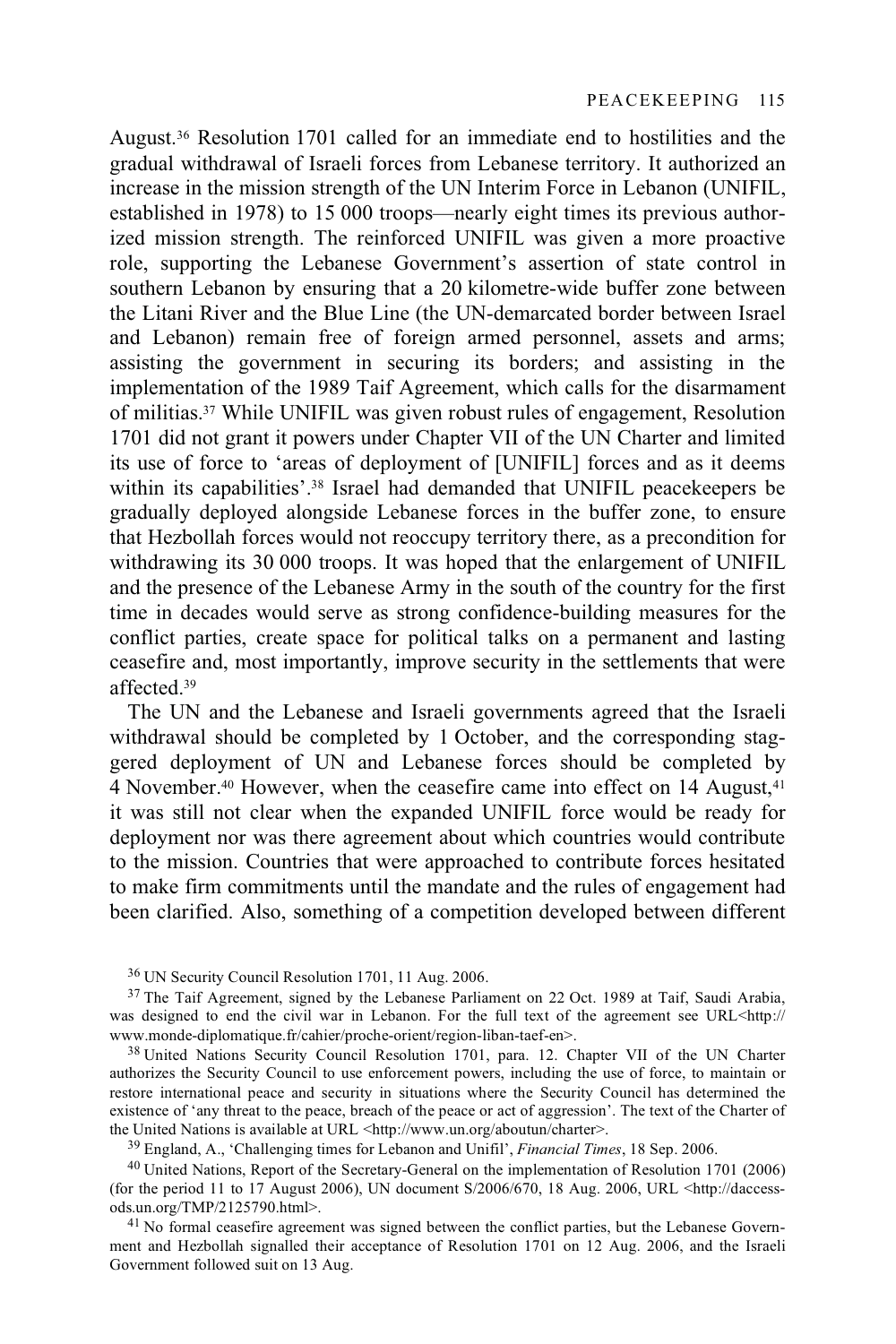August.[36] Resolution 1701 called for an immediate end to hostilities and the gradual withdrawal of Israeli forces from Lebanese territory. It authorized an increase in the mission strength of the UN Interim Force in Lebanon (UNIFIL, established in 1978) to 15 000 troops—nearly eight times its previous authorized mission strength. The reinforced UNIFIL was given a more proactive role, supporting the Lebanese Government's assertion of state control in southern Lebanon by ensuring that a 20 kilometre-wide buffer zone between the Litani River and the Blue Line (the UN-demarcated border between Israel and Lebanon) remain free of foreign armed personnel, assets and arms; assisting the government in securing its borders; and assisting in the implementation of the 1989 Taif Agreement, which calls for the disarmament of militias.[37] While UNIFIL was given robust rules of engagement, Resolution 1701 did not grant it powers under Chapter VII of the UN Charter and limited its use of force to 'areas of deployment of [UNIFIL] forces and as it deems within its capabilities'.[38] Israel had demanded that UNIFIL peacekeepers be gradually deployed alongside Lebanese forces in the buffer zone, to ensure that Hezbollah forces would not reoccupy territory there, as a precondition for withdrawing its 30 000 troops. It was hoped that the enlargement of UNIFIL and the presence of the Lebanese Army in the south of the country for the first time in decades would serve as strong confidence-building measures for the conflict parties, create space for political talks on a permanent and lasting ceasefire and, most importantly, improve security in the settlements that were affected.[39]

The UN and the Lebanese and Israeli governments agreed that the Israeli withdrawal should be completed by 1 October, and the corresponding staggered deployment of UN and Lebanese forces should be completed by 4 November.[40] However, when the ceasefire came into effect on 14 August,[41] it was still not clear when the expanded UNIFIL force would be ready for deployment nor was there agreement about which countries would contribute to the mission. Countries that were approached to contribute forces hesitated to make firm commitments until the mandate and the rules of engagement had been clarified. Also, something of a competition developed between different

[36] UN Security Council Resolution 1701, 11 Aug. 2006.

[37] The Taif Agreement, signed by the Lebanese Parliament on 22 Oct. 1989 at Taif, Saudi Arabia, was designed to end the civil war in Lebanon. For the full text of the agreement see URL<http://www.monde-diplomatique.fr/cahier/proche-orient/region-liban-taef-en>.

[38] United Nations Security Council Resolution 1701, para. 12. Chapter VII of the UN Charter authorizes the Security Council to use enforcement powers, including the use of force, to maintain or restore international peace and security in situations where the Security Council has determined the existence of 'any threat to the peace, breach of the peace or act of aggression'. The text of the Charter of the United Nations is available at URL <http://www.un.org/aboutun/charter>.

[39] England, A., 'Challenging times for Lebanon and Unifil', *Financial Times*, 18 Sep. 2006.

[40] United Nations, Report of the Secretary-General on the implementation of Resolution 1701 (2006) (for the period 11 to 17 August 2006), UN document S/2006/670, 18 Aug. 2006, URL <http://daccess-ods.un.org/TMP/2125790.html>.

[41] No formal ceasefire agreement was signed between the conflict parties, but the Lebanese Government and Hezbollah signalled their acceptance of Resolution 1701 on 12 Aug. 2006, and the Israeli Government followed suit on 13 Aug.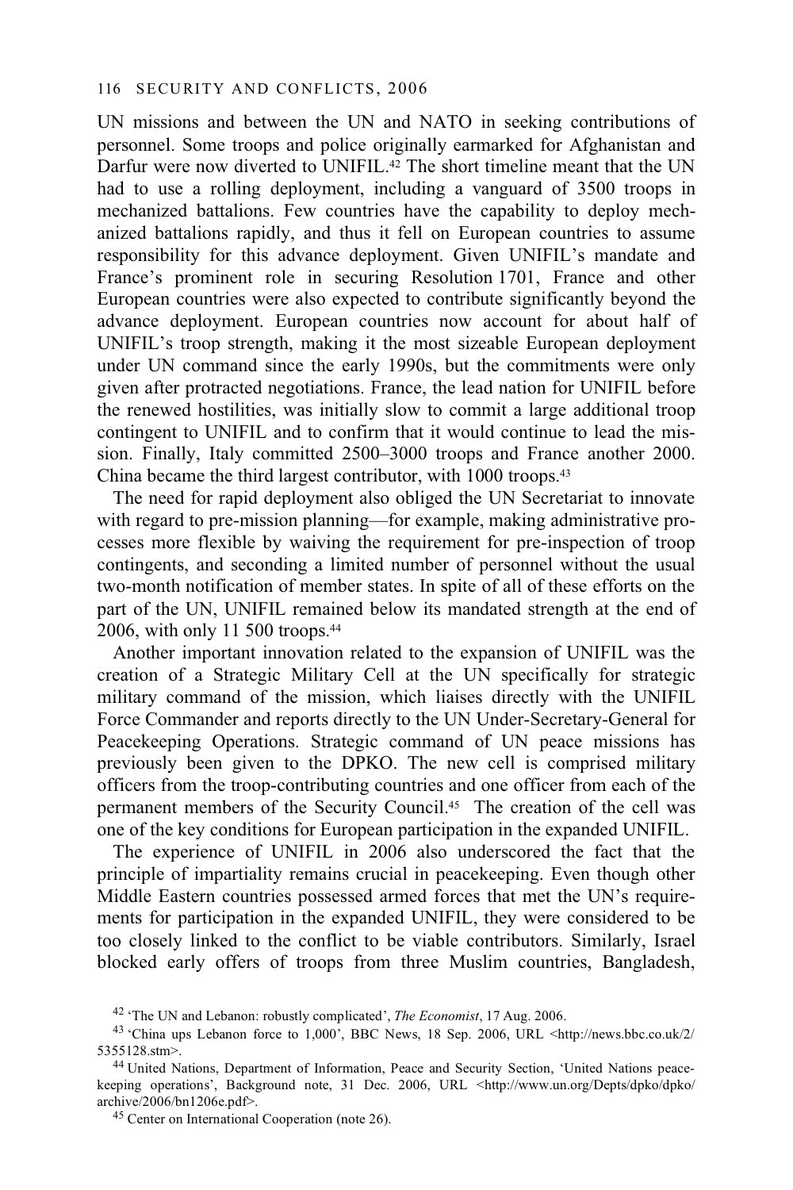UN missions and between the UN and NATO in seeking contributions of personnel. Some troops and police originally earmarked for Afghanistan and Darfur were now diverted to UNIFIL.[42] The short timeline meant that the UN had to use a rolling deployment, including a vanguard of 3500 troops in mechanized battalions. Few countries have the capability to deploy mechanized battalions rapidly, and thus it fell on European countries to assume responsibility for this advance deployment. Given UNIFIL's mandate and France's prominent role in securing Resolution 1701, France and other European countries were also expected to contribute significantly beyond the advance deployment. European countries now account for about half of UNIFIL's troop strength, making it the most sizeable European deployment under UN command since the early 1990s, but the commitments were only given after protracted negotiations. France, the lead nation for UNIFIL before the renewed hostilities, was initially slow to commit a large additional troop contingent to UNIFIL and to confirm that it would continue to lead the mission. Finally, Italy committed 2500–3000 troops and France another 2000. China became the third largest contributor, with 1000 troops.[43]

The need for rapid deployment also obliged the UN Secretariat to innovate with regard to pre-mission planning—for example, making administrative processes more flexible by waiving the requirement for pre-inspection of troop contingents, and seconding a limited number of personnel without the usual two-month notification of member states. In spite of all of these efforts on the part of the UN, UNIFIL remained below its mandated strength at the end of 2006, with only 11 500 troops.[44]

Another important innovation related to the expansion of UNIFIL was the creation of a Strategic Military Cell at the UN specifically for strategic military command of the mission, which liaises directly with the UNIFIL Force Commander and reports directly to the UN Under-Secretary-General for Peacekeeping Operations. Strategic command of UN peace missions has previously been given to the DPKO. The new cell is comprised military officers from the troop-contributing countries and one officer from each of the permanent members of the Security Council.[45] The creation of the cell was one of the key conditions for European participation in the expanded UNIFIL.

The experience of UNIFIL in 2006 also underscored the fact that the principle of impartiality remains crucial in peacekeeping. Even though other Middle Eastern countries possessed armed forces that met the UN's requirements for participation in the expanded UNIFIL, they were considered to be too closely linked to the conflict to be viable contributors. Similarly, Israel blocked early offers of troops from three Muslim countries, Bangladesh,

[42] 'The UN and Lebanon: robustly complicated', *The Economist*, 17 Aug. 2006.

[43] 'China ups Lebanon force to 1,000', BBC News, 18 Sep. 2006, URL <http://news.bbc.co.uk/2/5355128.stm>.

[44] United Nations, Department of Information, Peace and Security Section, 'United Nations peacekeeping operations', Background note, 31 Dec. 2006, URL <http://www.un.org/Depts/dpko/dpko/archive/2006/bn1206e.pdf>.

[45] Center on International Cooperation (note 26).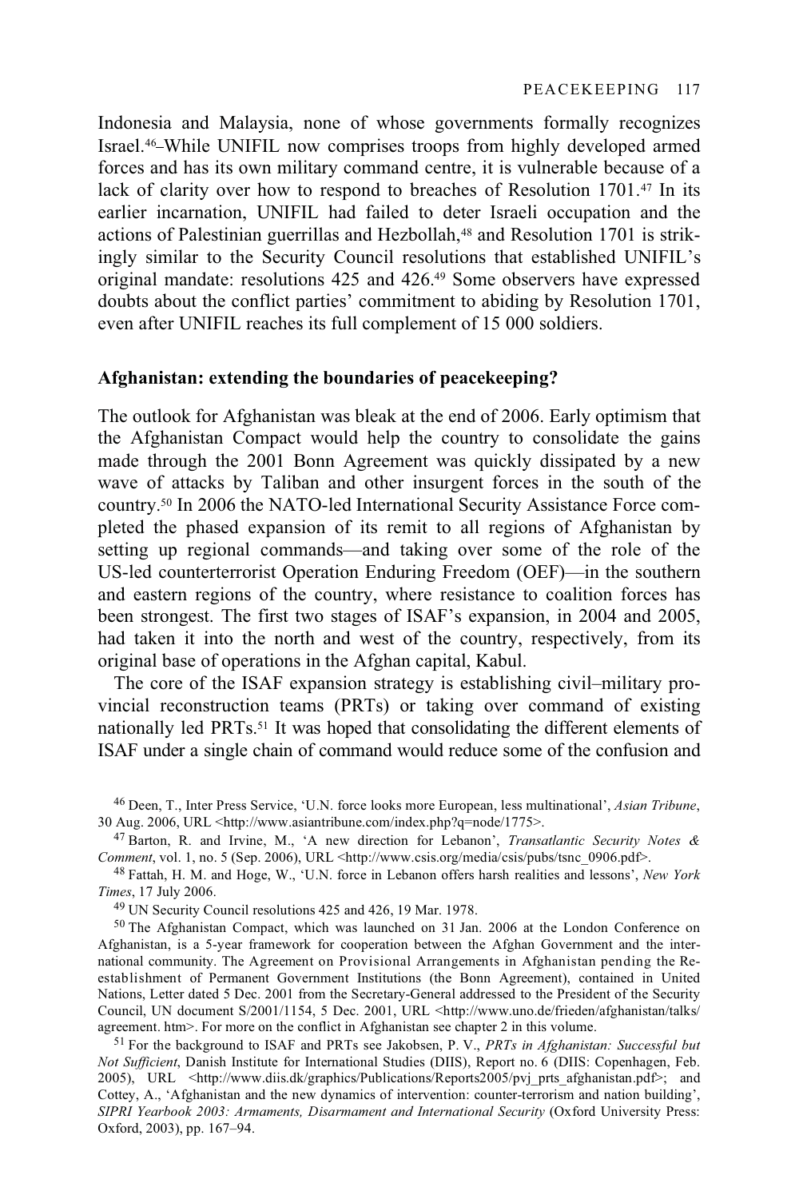Indonesia and Malaysia, none of whose governments formally recognizes Israel.[46] While UNIFIL now comprises troops from highly developed armed forces and has its own military command centre, it is vulnerable because of a lack of clarity over how to respond to breaches of Resolution 1701.[47] In its earlier incarnation, UNIFIL had failed to deter Israeli occupation and the actions of Palestinian guerrillas and Hezbollah,[48] and Resolution 1701 is strikingly similar to the Security Council resolutions that established UNIFIL's original mandate: resolutions 425 and 426.[49] Some observers have expressed doubts about the conflict parties' commitment to abiding by Resolution 1701, even after UNIFIL reaches its full complement of 15 000 soldiers.

**Afghanistan: extending the boundaries of peacekeeping?**

The outlook for Afghanistan was bleak at the end of 2006. Early optimism that the Afghanistan Compact would help the country to consolidate the gains made through the 2001 Bonn Agreement was quickly dissipated by a new wave of attacks by Taliban and other insurgent forces in the south of the country.[50] In 2006 the NATO-led International Security Assistance Force completed the phased expansion of its remit to all regions of Afghanistan by setting up regional commands—and taking over some of the role of the US-led counterterrorist Operation Enduring Freedom (OEF)—in the southern and eastern regions of the country, where resistance to coalition forces has been strongest. The first two stages of ISAF's expansion, in 2004 and 2005, had taken it into the north and west of the country, respectively, from its original base of operations in the Afghan capital, Kabul.

The core of the ISAF expansion strategy is establishing civil–military provincial reconstruction teams (PRTs) or taking over command of existing nationally led PRTs.[51] It was hoped that consolidating the different elements of ISAF under a single chain of command would reduce some of the confusion and

[46] Deen, T., Inter Press Service, 'U.N. force looks more European, less multinational', *Asian Tribune*, 30 Aug. 2006, URL <http://www.asiantribune.com/index.php?q=node/1775>.

[47] Barton, R. and Irvine, M., 'A new direction for Lebanon', *Transatlantic Security Notes & Comment*, vol. 1, no. 5 (Sep. 2006), URL <http://www.csis.org/media/csis/pubs/tsnc_0906.pdf>.

[48] Fattah, H. M. and Hoge, W., 'U.N. force in Lebanon offers harsh realities and lessons', *New York Times*, 17 July 2006.

[49] UN Security Council resolutions 425 and 426, 19 Mar. 1978.

[50] The Afghanistan Compact, which was launched on 31 Jan. 2006 at the London Conference on Afghanistan, is a 5-year framework for cooperation between the Afghan Government and the international community. The Agreement on Provisional Arrangements in Afghanistan pending the Re-establishment of Permanent Government Institutions (the Bonn Agreement), contained in United Nations, Letter dated 5 Dec. 2001 from the Secretary-General addressed to the President of the Security Council, UN document S/2001/1154, 5 Dec. 2001, URL <http://www.uno.de/frieden/afghanistan/talks/agreement. htm>. For more on the conflict in Afghanistan see chapter 2 in this volume.

[51] For the background to ISAF and PRTs see Jakobsen, P. V., *PRTs in Afghanistan: Successful but Not Sufficient*, Danish Institute for International Studies (DIIS), Report no. 6 (DIIS: Copenhagen, Feb. 2005), URL <http://www.diis.dk/graphics/Publications/Reports2005/pvj_prts_afghanistan.pdf>; and Cottey, A., 'Afghanistan and the new dynamics of intervention: counter-terrorism and nation building', *SIPRI Yearbook 2003: Armaments, Disarmament and International Security* (Oxford University Press: Oxford, 2003), pp. 167–94.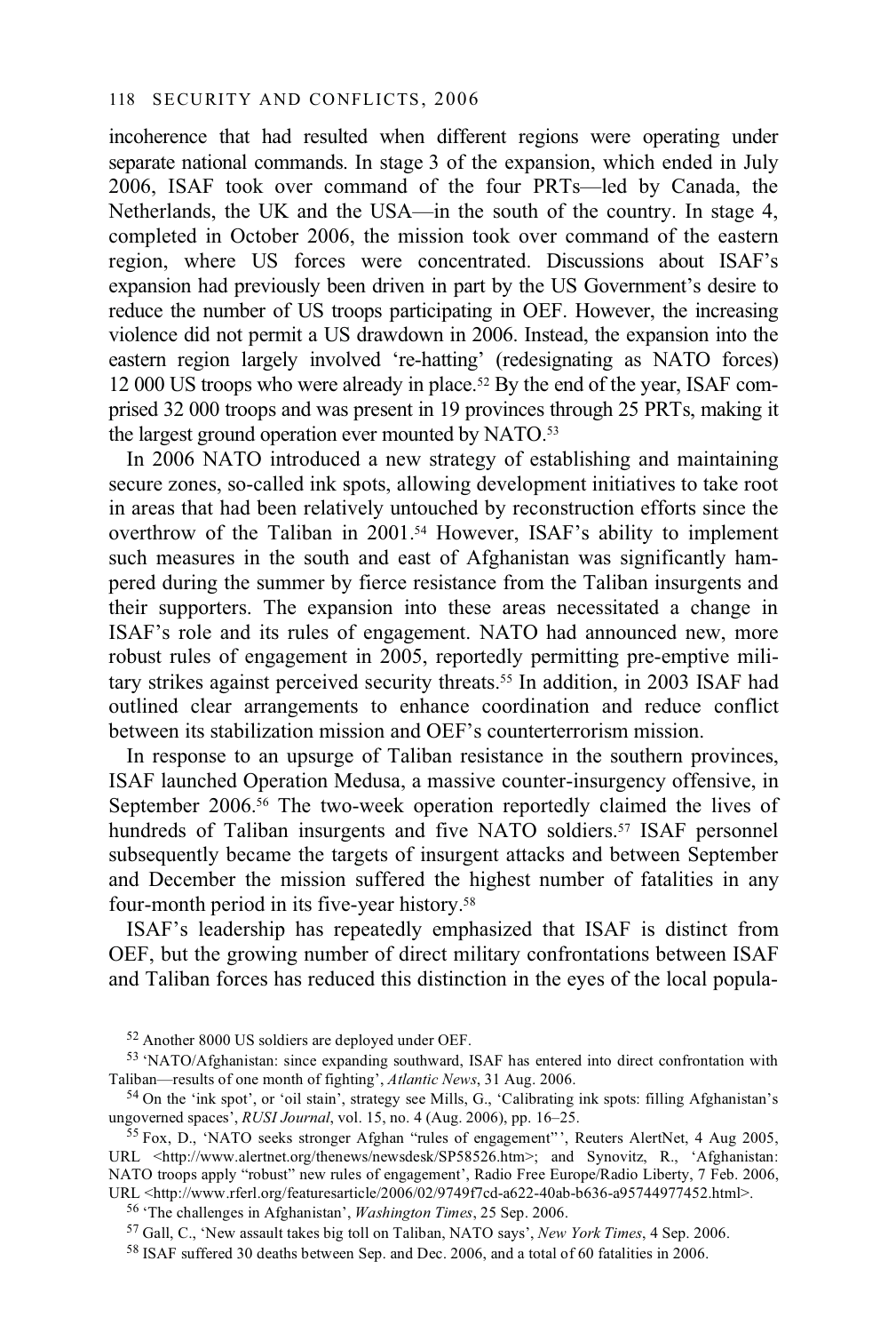incoherence that had resulted when different regions were operating under separate national commands. In stage 3 of the expansion, which ended in July 2006, ISAF took over command of the four PRTs—led by Canada, the Netherlands, the UK and the USA—in the south of the country. In stage 4, completed in October 2006, the mission took over command of the eastern region, where US forces were concentrated. Discussions about ISAF's expansion had previously been driven in part by the US Government's desire to reduce the number of US troops participating in OEF. However, the increasing violence did not permit a US drawdown in 2006. Instead, the expansion into the eastern region largely involved 're-hatting' (redesignating as NATO forces) 12 000 US troops who were already in place.[52] By the end of the year, ISAF comprised 32 000 troops and was present in 19 provinces through 25 PRTs, making it the largest ground operation ever mounted by NATO.[53]

In 2006 NATO introduced a new strategy of establishing and maintaining secure zones, so-called ink spots, allowing development initiatives to take root in areas that had been relatively untouched by reconstruction efforts since the overthrow of the Taliban in 2001.[54] However, ISAF's ability to implement such measures in the south and east of Afghanistan was significantly hampered during the summer by fierce resistance from the Taliban insurgents and their supporters. The expansion into these areas necessitated a change in ISAF's role and its rules of engagement. NATO had announced new, more robust rules of engagement in 2005, reportedly permitting pre-emptive military strikes against perceived security threats.[55] In addition, in 2003 ISAF had outlined clear arrangements to enhance coordination and reduce conflict between its stabilization mission and OEF's counterterrorism mission.

In response to an upsurge of Taliban resistance in the southern provinces, ISAF launched Operation Medusa, a massive counter-insurgency offensive, in September 2006.[56] The two-week operation reportedly claimed the lives of hundreds of Taliban insurgents and five NATO soldiers.[57] ISAF personnel subsequently became the targets of insurgent attacks and between September and December the mission suffered the highest number of fatalities in any four-month period in its five-year history.[58]

ISAF's leadership has repeatedly emphasized that ISAF is distinct from OEF, but the growing number of direct military confrontations between ISAF and Taliban forces has reduced this distinction in the eyes of the local popula-

[52] Another 8000 US soldiers are deployed under OEF.

[53] 'NATO/Afghanistan: since expanding southward, ISAF has entered into direct confrontation with Taliban—results of one month of fighting', *Atlantic News*, 31 Aug. 2006.

[54] On the 'ink spot', or 'oil stain', strategy see Mills, G., 'Calibrating ink spots: filling Afghanistan's ungoverned spaces', *RUSI Journal*, vol. 15, no. 4 (Aug. 2006), pp. 16–25.

[55] Fox, D., 'NATO seeks stronger Afghan "rules of engagement"', Reuters AlertNet, 4 Aug 2005, URL <http://www.alertnet.org/thenews/newsdesk/SP58526.htm>; and Synovitz, R., 'Afghanistan: NATO troops apply "robust" new rules of engagement', Radio Free Europe/Radio Liberty, 7 Feb. 2006, URL <http://www.rferl.org/featuresarticle/2006/02/9749f7cd-a622-40ab-b636-a95744977452.html>.

[56] 'The challenges in Afghanistan', *Washington Times*, 25 Sep. 2006.

[57] Gall, C., 'New assault takes big toll on Taliban, NATO says', *New York Times*, 4 Sep. 2006.

[58] ISAF suffered 30 deaths between Sep. and Dec. 2006, and a total of 60 fatalities in 2006.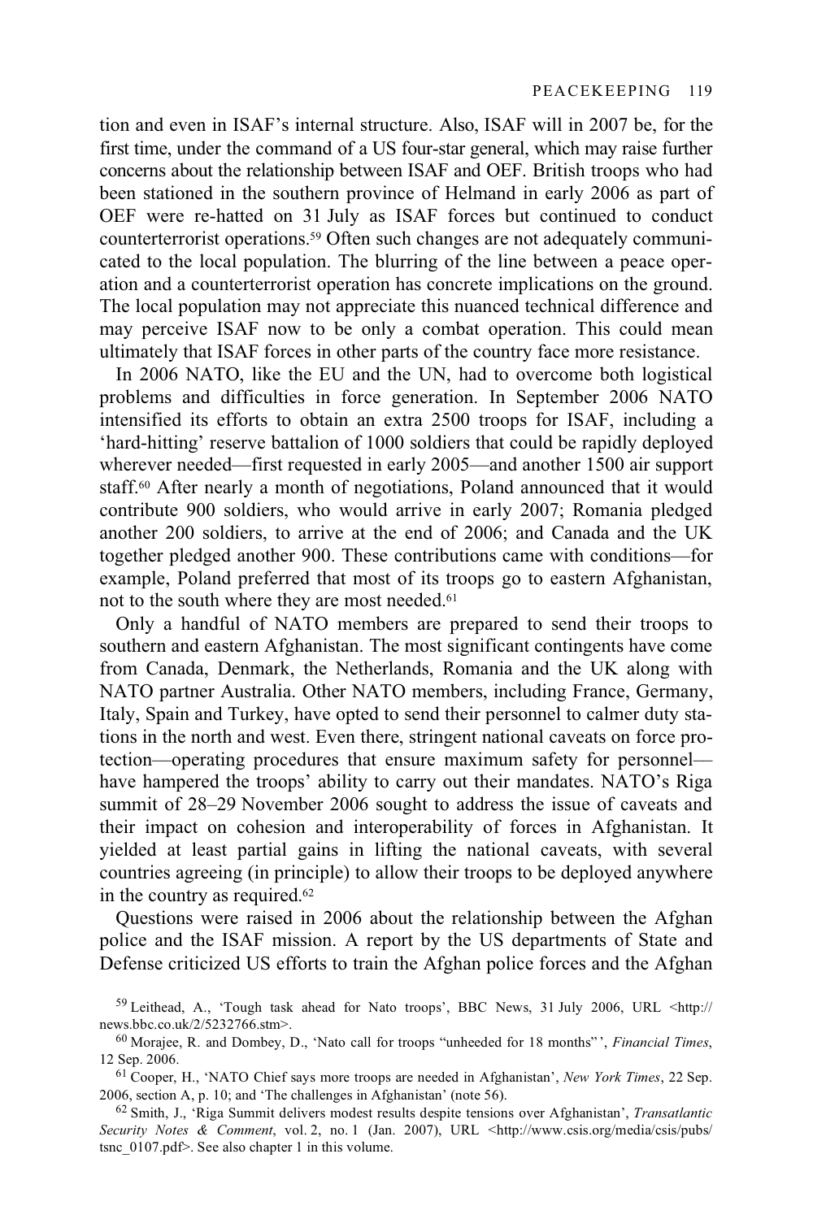tion and even in ISAF's internal structure. Also, ISAF will in 2007 be, for the first time, under the command of a US four-star general, which may raise further concerns about the relationship between ISAF and OEF. British troops who had been stationed in the southern province of Helmand in early 2006 as part of OEF were re-hatted on 31 July as ISAF forces but continued to conduct counterterrorist operations.[59] Often such changes are not adequately communicated to the local population. The blurring of the line between a peace operation and a counterterrorist operation has concrete implications on the ground. The local population may not appreciate this nuanced technical difference and may perceive ISAF now to be only a combat operation. This could mean ultimately that ISAF forces in other parts of the country face more resistance.

In 2006 NATO, like the EU and the UN, had to overcome both logistical problems and difficulties in force generation. In September 2006 NATO intensified its efforts to obtain an extra 2500 troops for ISAF, including a 'hard-hitting' reserve battalion of 1000 soldiers that could be rapidly deployed wherever needed—first requested in early 2005—and another 1500 air support staff.[60] After nearly a month of negotiations, Poland announced that it would contribute 900 soldiers, who would arrive in early 2007; Romania pledged another 200 soldiers, to arrive at the end of 2006; and Canada and the UK together pledged another 900. These contributions came with conditions—for example, Poland preferred that most of its troops go to eastern Afghanistan, not to the south where they are most needed.[61]

Only a handful of NATO members are prepared to send their troops to southern and eastern Afghanistan. The most significant contingents have come from Canada, Denmark, the Netherlands, Romania and the UK along with NATO partner Australia. Other NATO members, including France, Germany, Italy, Spain and Turkey, have opted to send their personnel to calmer duty stations in the north and west. Even there, stringent national caveats on force protection—operating procedures that ensure maximum safety for personnel—have hampered the troops' ability to carry out their mandates. NATO's Riga summit of 28–29 November 2006 sought to address the issue of caveats and their impact on cohesion and interoperability of forces in Afghanistan. It yielded at least partial gains in lifting the national caveats, with several countries agreeing (in principle) to allow their troops to be deployed anywhere in the country as required.[62]

Questions were raised in 2006 about the relationship between the Afghan police and the ISAF mission. A report by the US departments of State and Defense criticized US efforts to train the Afghan police forces and the Afghan

---

[59] Leithead, A., 'Tough task ahead for Nato troops', BBC News, 31 July 2006, URL <http://news.bbc.co.uk/2/5232766.stm>.

[60] Morajee, R. and Dombey, D., 'Nato call for troops "unheeded for 18 months"', *Financial Times*, 12 Sep. 2006.

[61] Cooper, H., 'NATO Chief says more troops are needed in Afghanistan', *New York Times*, 22 Sep. 2006, section A, p. 10; and 'The challenges in Afghanistan' (note 56).

[62] Smith, J., 'Riga Summit delivers modest results despite tensions over Afghanistan', *Transatlantic Security Notes & Comment*, vol. 2, no. 1 (Jan. 2007), URL <http://www.csis.org/media/csis/pubs/tsnc_0107.pdf>. See also chapter 1 in this volume.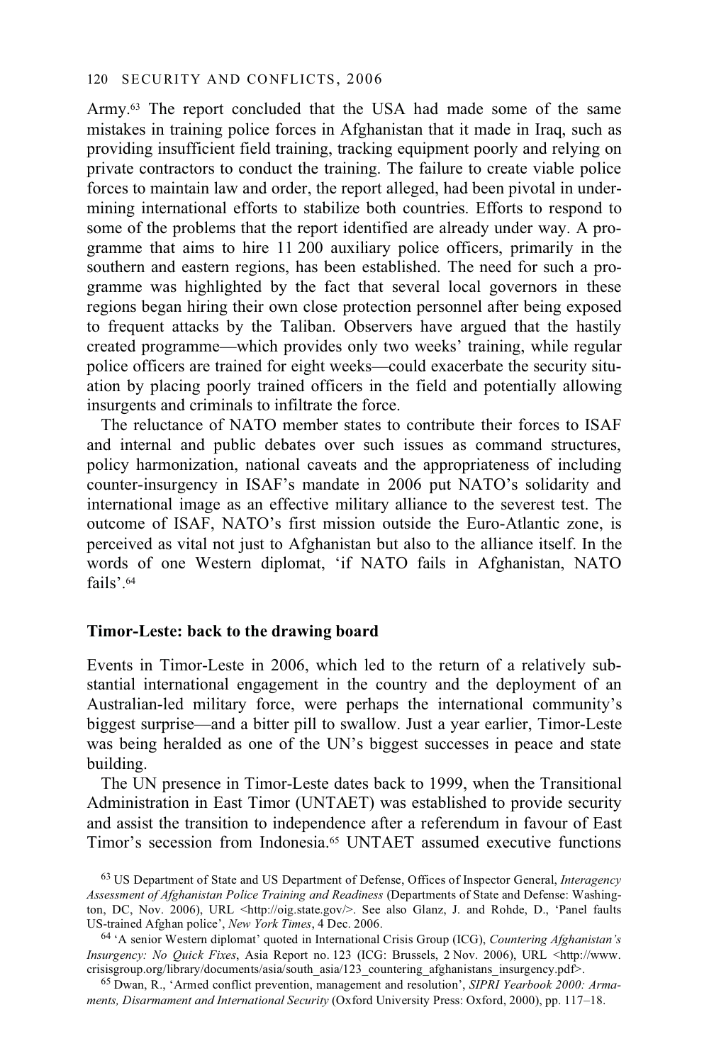Army.[63] The report concluded that the USA had made some of the same mistakes in training police forces in Afghanistan that it made in Iraq, such as providing insufficient field training, tracking equipment poorly and relying on private contractors to conduct the training. The failure to create viable police forces to maintain law and order, the report alleged, had been pivotal in undermining international efforts to stabilize both countries. Efforts to respond to some of the problems that the report identified are already under way. A programme that aims to hire 11 200 auxiliary police officers, primarily in the southern and eastern regions, has been established. The need for such a programme was highlighted by the fact that several local governors in these regions began hiring their own close protection personnel after being exposed to frequent attacks by the Taliban. Observers have argued that the hastily created programme—which provides only two weeks' training, while regular police officers are trained for eight weeks—could exacerbate the security situation by placing poorly trained officers in the field and potentially allowing insurgents and criminals to infiltrate the force.

The reluctance of NATO member states to contribute their forces to ISAF and internal and public debates over such issues as command structures, policy harmonization, national caveats and the appropriateness of including counter-insurgency in ISAF's mandate in 2006 put NATO's solidarity and international image as an effective military alliance to the severest test. The outcome of ISAF, NATO's first mission outside the Euro-Atlantic zone, is perceived as vital not just to Afghanistan but also to the alliance itself. In the words of one Western diplomat, 'if NATO fails in Afghanistan, NATO fails'.[64]

### Timor-Leste: back to the drawing board

Events in Timor-Leste in 2006, which led to the return of a relatively substantial international engagement in the country and the deployment of an Australian-led military force, were perhaps the international community's biggest surprise—and a bitter pill to swallow. Just a year earlier, Timor-Leste was being heralded as one of the UN's biggest successes in peace and state building.

The UN presence in Timor-Leste dates back to 1999, when the Transitional Administration in East Timor (UNTAET) was established to provide security and assist the transition to independence after a referendum in favour of East Timor's secession from Indonesia.[65] UNTAET assumed executive functions

[63] US Department of State and US Department of Defense, Offices of Inspector General, *Interagency Assessment of Afghanistan Police Training and Readiness* (Departments of State and Defense: Washington, DC, Nov. 2006), URL <http://oig.state.gov/>. See also Glanz, J. and Rohde, D., 'Panel faults US-trained Afghan police', *New York Times*, 4 Dec. 2006.

[64] 'A senior Western diplomat' quoted in International Crisis Group (ICG), *Countering Afghanistan's Insurgency: No Quick Fixes*, Asia Report no. 123 (ICG: Brussels, 2 Nov. 2006), URL <http://www.crisisgroup.org/library/documents/asia/south_asia/123_countering_afghanistans_insurgency.pdf>.

[65] Dwan, R., 'Armed conflict prevention, management and resolution', *SIPRI Yearbook 2000: Armaments, Disarmament and International Security* (Oxford University Press: Oxford, 2000), pp. 117–18.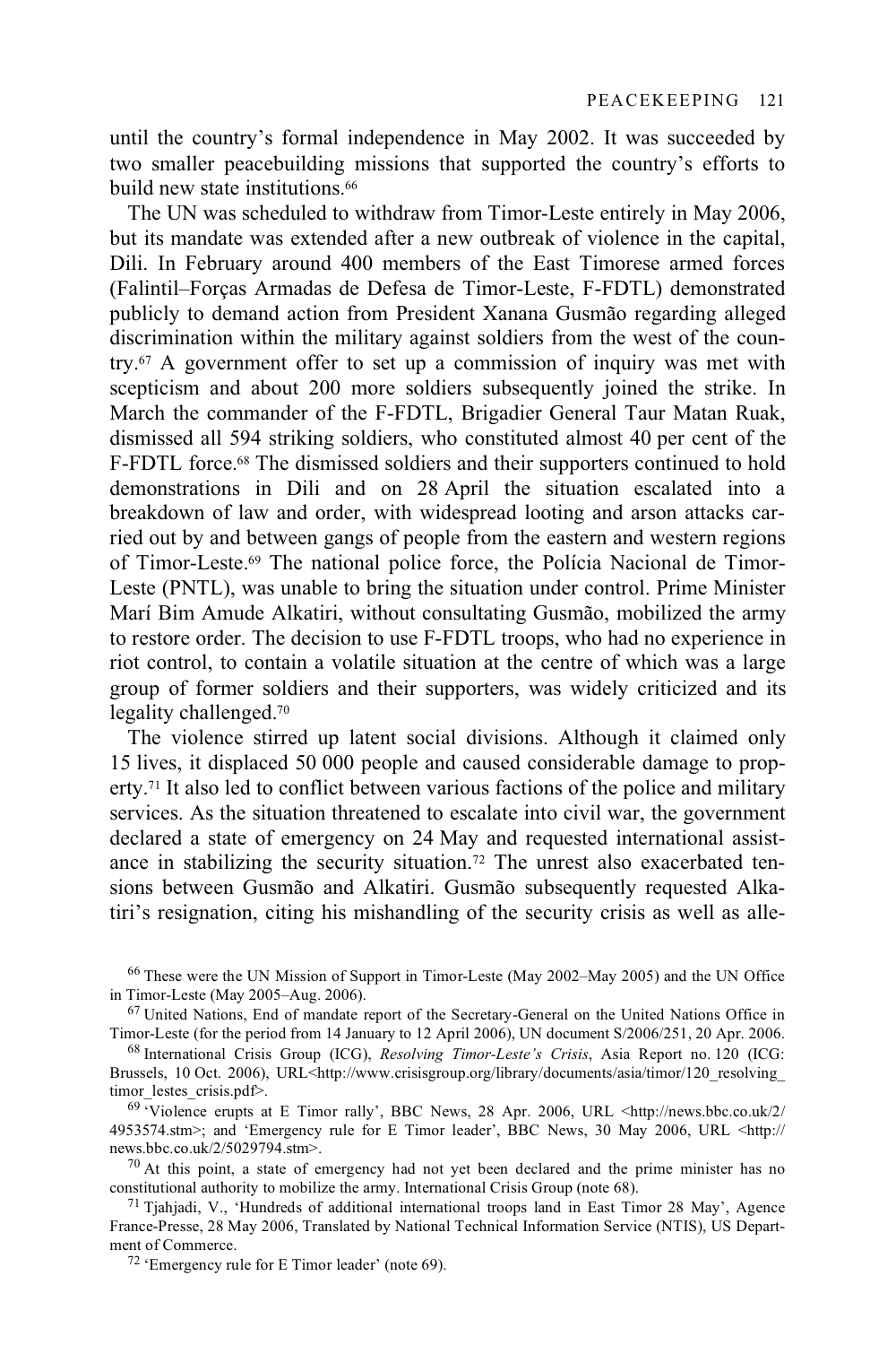until the country's formal independence in May 2002. It was succeeded by two smaller peacebuilding missions that supported the country's efforts to build new state institutions.[66]

The UN was scheduled to withdraw from Timor-Leste entirely in May 2006, but its mandate was extended after a new outbreak of violence in the capital, Dili. In February around 400 members of the East Timorese armed forces (Falintil–Forças Armadas de Defesa de Timor-Leste, F-FDTL) demonstrated publicly to demand action from President Xanana Gusmão regarding alleged discrimination within the military against soldiers from the west of the country.[67] A government offer to set up a commission of inquiry was met with scepticism and about 200 more soldiers subsequently joined the strike. In March the commander of the F-FDTL, Brigadier General Taur Matan Ruak, dismissed all 594 striking soldiers, who constituted almost 40 per cent of the F-FDTL force.[68] The dismissed soldiers and their supporters continued to hold demonstrations in Dili and on 28 April the situation escalated into a breakdown of law and order, with widespread looting and arson attacks carried out by and between gangs of people from the eastern and western regions of Timor-Leste.[69] The national police force, the Polícia Nacional de Timor-Leste (PNTL), was unable to bring the situation under control. Prime Minister Marí Bim Amude Alkatiri, without consulting Gusmão, mobilized the army to restore order. The decision to use F-FDTL troops, who had no experience in riot control, to contain a volatile situation at the centre of which was a large group of former soldiers and their supporters, was widely criticized and its legality challenged.[70]

The violence stirred up latent social divisions. Although it claimed only 15 lives, it displaced 50 000 people and caused considerable damage to property.[71] It also led to conflict between various factions of the police and military services. As the situation threatened to escalate into civil war, the government declared a state of emergency on 24 May and requested international assistance in stabilizing the security situation.[72] The unrest also exacerbated tensions between Gusmão and Alkatiri. Gusmão subsequently requested Alkatiri's resignation, citing his mishandling of the security crisis as well as alle-

[66] These were the UN Mission of Support in Timor-Leste (May 2002–May 2005) and the UN Office in Timor-Leste (May 2005–Aug. 2006).

[67] United Nations, End of mandate report of the Secretary-General on the United Nations Office in Timor-Leste (for the period from 14 January to 12 April 2006), UN document S/2006/251, 20 Apr. 2006.

[68] International Crisis Group (ICG), *Resolving Timor-Leste's Crisis*, Asia Report no. 120 (ICG: Brussels, 10 Oct. 2006), URL<http://www.crisisgroup.org/library/documents/asia/timor/120_resolving_timor_lestes_crisis.pdf>.

[69] 'Violence erupts at E Timor rally', BBC News, 28 Apr. 2006, URL <http://news.bbc.co.uk/2/4953574.stm>; and 'Emergency rule for E Timor leader', BBC News, 30 May 2006, URL <http://news.bbc.co.uk/2/5029794.stm>.

[70] At this point, a state of emergency had not yet been declared and the prime minister has no constitutional authority to mobilize the army. International Crisis Group (note 68).

[71] Tjahjadi, V., 'Hundreds of additional international troops land in East Timor 28 May', Agence France-Presse, 28 May 2006, Translated by National Technical Information Service (NTIS), US Department of Commerce.

[72] 'Emergency rule for E Timor leader' (note 69).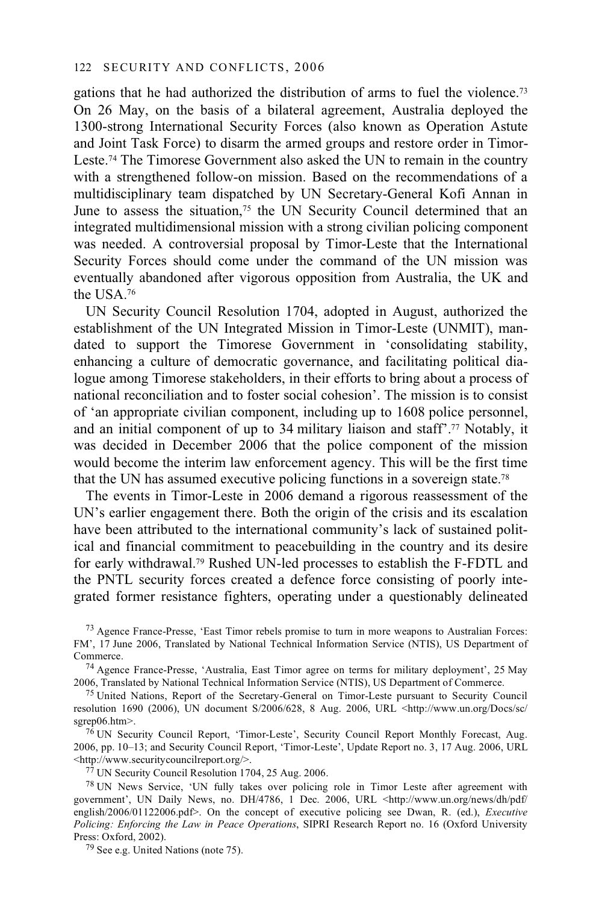gations that he had authorized the distribution of arms to fuel the violence.[73] On 26 May, on the basis of a bilateral agreement, Australia deployed the 1300-strong International Security Forces (also known as Operation Astute and Joint Task Force) to disarm the armed groups and restore order in Timor-Leste.[74] The Timorese Government also asked the UN to remain in the country with a strengthened follow-on mission. Based on the recommendations of a multidisciplinary team dispatched by UN Secretary-General Kofi Annan in June to assess the situation,[75] the UN Security Council determined that an integrated multidimensional mission with a strong civilian policing component was needed. A controversial proposal by Timor-Leste that the International Security Forces should come under the command of the UN mission was eventually abandoned after vigorous opposition from Australia, the UK and the USA.[76]

UN Security Council Resolution 1704, adopted in August, authorized the establishment of the UN Integrated Mission in Timor-Leste (UNMIT), mandated to support the Timorese Government in 'consolidating stability, enhancing a culture of democratic governance, and facilitating political dialogue among Timorese stakeholders, in their efforts to bring about a process of national reconciliation and to foster social cohesion'. The mission is to consist of 'an appropriate civilian component, including up to 1608 police personnel, and an initial component of up to 34 military liaison and staff'.[77] Notably, it was decided in December 2006 that the police component of the mission would become the interim law enforcement agency. This will be the first time that the UN has assumed executive policing functions in a sovereign state.[78]

The events in Timor-Leste in 2006 demand a rigorous reassessment of the UN's earlier engagement there. Both the origin of the crisis and its escalation have been attributed to the international community's lack of sustained political and financial commitment to peacebuilding in the country and its desire for early withdrawal.[79] Rushed UN-led processes to establish the F-FDTL and the PNTL security forces created a defence force consisting of poorly integrated former resistance fighters, operating under a questionably delineated

[73] Agence France-Presse, 'East Timor rebels promise to turn in more weapons to Australian Forces: FM', 17 June 2006, Translated by National Technical Information Service (NTIS), US Department of Commerce.

[74] Agence France-Presse, 'Australia, East Timor agree on terms for military deployment', 25 May 2006, Translated by National Technical Information Service (NTIS), US Department of Commerce.

[75] United Nations, Report of the Secretary-General on Timor-Leste pursuant to Security Council resolution 1690 (2006), UN document S/2006/628, 8 Aug. 2006, URL <http://www.un.org/Docs/sc/sgrep06.htm>.

[76] UN Security Council Report, 'Timor-Leste', Security Council Report Monthly Forecast, Aug. 2006, pp. 10–13; and Security Council Report, 'Timor-Leste', Update Report no. 3, 17 Aug. 2006, URL <http://www.securitycouncilreport.org/>.

[77] UN Security Council Resolution 1704, 25 Aug. 2006.

[78] UN News Service, 'UN fully takes over policing role in Timor Leste after agreement with government', UN Daily News, no. DH/4786, 1 Dec. 2006, URL <http://www.un.org/news/dh/pdf/english/2006/01122006.pdf>. On the concept of executive policing see Dwan, R. (ed.), *Executive Policing: Enforcing the Law in Peace Operations*, SIPRI Research Report no. 16 (Oxford University Press: Oxford, 2002).

[79] See e.g. United Nations (note 75).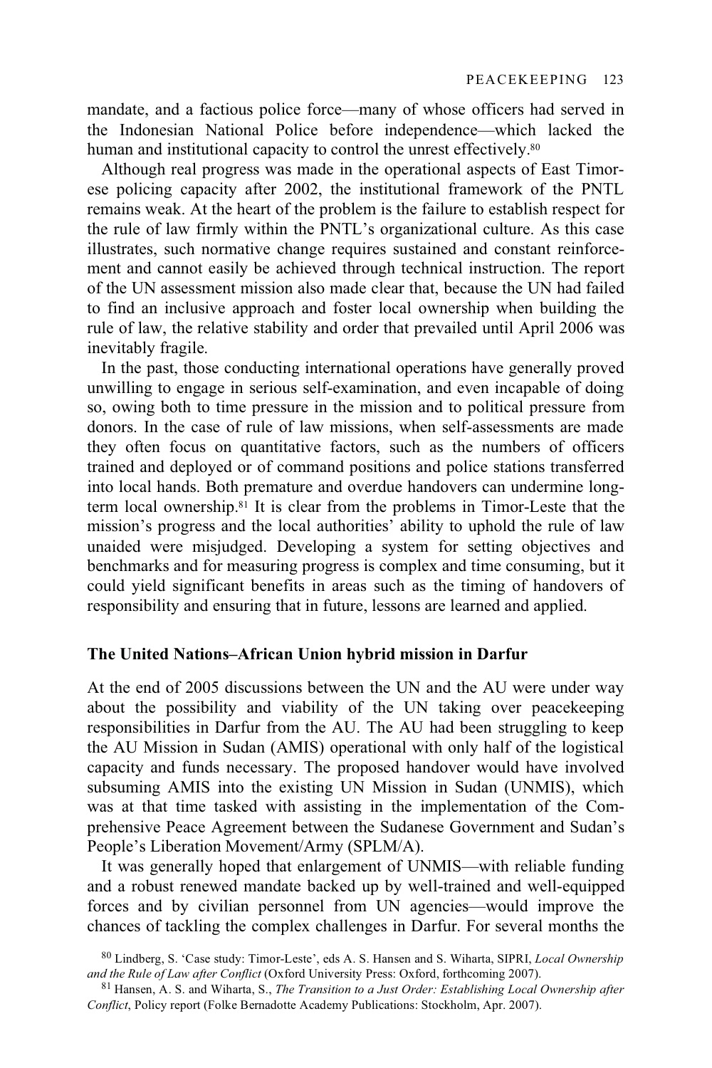mandate, and a factious police force—many of whose officers had served in the Indonesian National Police before independence—which lacked the human and institutional capacity to control the unrest effectively.[80]

Although real progress was made in the operational aspects of East Timorese policing capacity after 2002, the institutional framework of the PNTL remains weak. At the heart of the problem is the failure to establish respect for the rule of law firmly within the PNTL's organizational culture. As this case illustrates, such normative change requires sustained and constant reinforcement and cannot easily be achieved through technical instruction. The report of the UN assessment mission also made clear that, because the UN had failed to find an inclusive approach and foster local ownership when building the rule of law, the relative stability and order that prevailed until April 2006 was inevitably fragile.

In the past, those conducting international operations have generally proved unwilling to engage in serious self-examination, and even incapable of doing so, owing both to time pressure in the mission and to political pressure from donors. In the case of rule of law missions, when self-assessments are made they often focus on quantitative factors, such as the numbers of officers trained and deployed or of command positions and police stations transferred into local hands. Both premature and overdue handovers can undermine long-term local ownership.[81] It is clear from the problems in Timor-Leste that the mission's progress and the local authorities' ability to uphold the rule of law unaided were misjudged. Developing a system for setting objectives and benchmarks and for measuring progress is complex and time consuming, but it could yield significant benefits in areas such as the timing of handovers of responsibility and ensuring that in future, lessons are learned and applied.

### The United Nations–African Union hybrid mission in Darfur

At the end of 2005 discussions between the UN and the AU were under way about the possibility and viability of the UN taking over peacekeeping responsibilities in Darfur from the AU. The AU had been struggling to keep the AU Mission in Sudan (AMIS) operational with only half of the logistical capacity and funds necessary. The proposed handover would have involved subsuming AMIS into the existing UN Mission in Sudan (UNMIS), which was at that time tasked with assisting in the implementation of the Comprehensive Peace Agreement between the Sudanese Government and Sudan's People's Liberation Movement/Army (SPLM/A).

It was generally hoped that enlargement of UNMIS—with reliable funding and a robust renewed mandate backed up by well-trained and well-equipped forces and by civilian personnel from UN agencies—would improve the chances of tackling the complex challenges in Darfur. For several months the

[80] Lindberg, S. 'Case study: Timor-Leste', eds A. S. Hansen and S. Wiharta, SIPRI, *Local Ownership and the Rule of Law after Conflict* (Oxford University Press: Oxford, forthcoming 2007).

[81] Hansen, A. S. and Wiharta, S., *The Transition to a Just Order: Establishing Local Ownership after Conflict*, Policy report (Folke Bernadotte Academy Publications: Stockholm, Apr. 2007).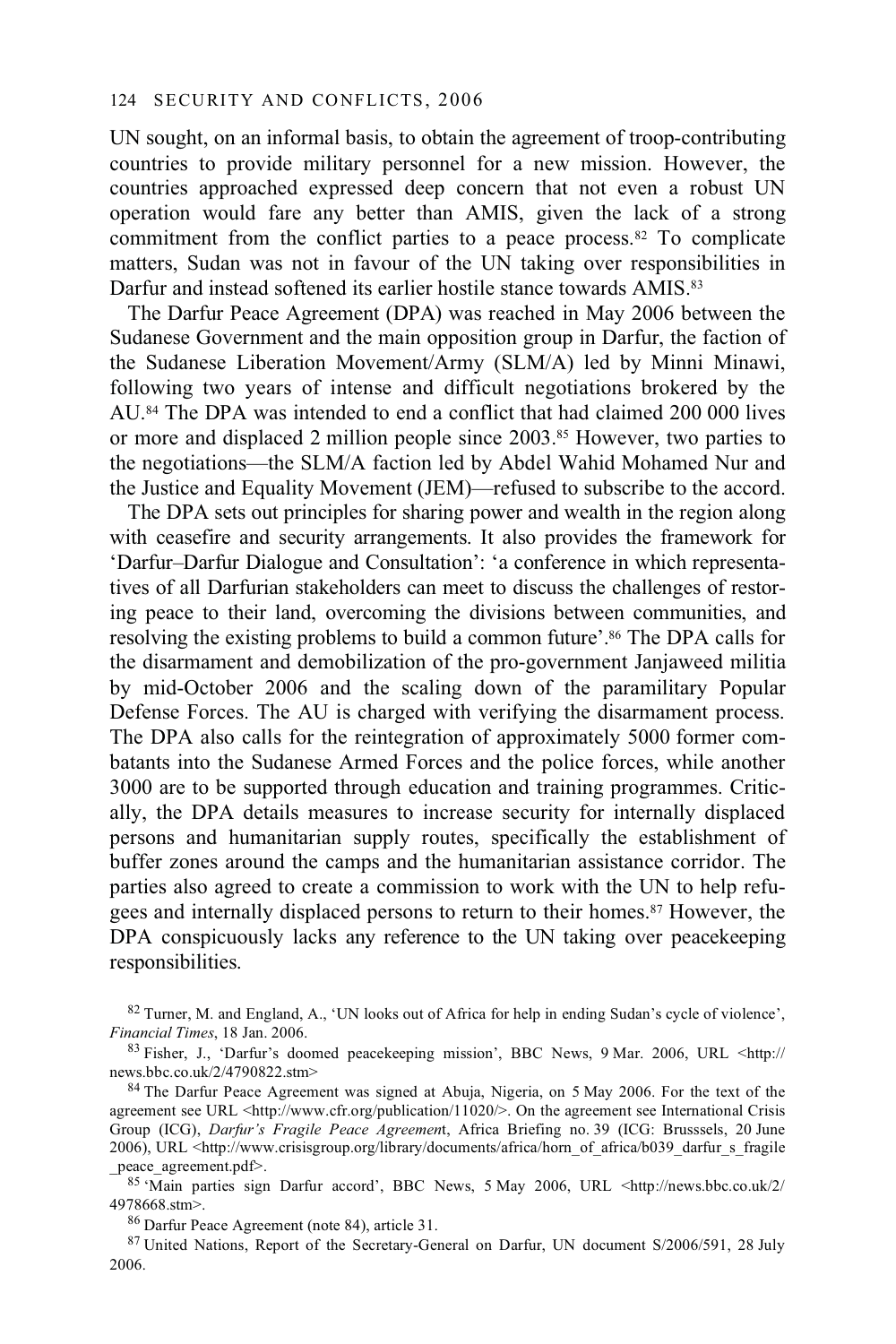UN sought, on an informal basis, to obtain the agreement of troop-contributing countries to provide military personnel for a new mission. However, the countries approached expressed deep concern that not even a robust UN operation would fare any better than AMIS, given the lack of a strong commitment from the conflict parties to a peace process.[82] To complicate matters, Sudan was not in favour of the UN taking over responsibilities in Darfur and instead softened its earlier hostile stance towards AMIS.[83]

The Darfur Peace Agreement (DPA) was reached in May 2006 between the Sudanese Government and the main opposition group in Darfur, the faction of the Sudanese Liberation Movement/Army (SLM/A) led by Minni Minawi, following two years of intense and difficult negotiations brokered by the AU.[84] The DPA was intended to end a conflict that had claimed 200 000 lives or more and displaced 2 million people since 2003.[85] However, two parties to the negotiations—the SLM/A faction led by Abdel Wahid Mohamed Nur and the Justice and Equality Movement (JEM)—refused to subscribe to the accord.

The DPA sets out principles for sharing power and wealth in the region along with ceasefire and security arrangements. It also provides the framework for 'Darfur–Darfur Dialogue and Consultation': 'a conference in which representatives of all Darfurian stakeholders can meet to discuss the challenges of restoring peace to their land, overcoming the divisions between communities, and resolving the existing problems to build a common future'.[86] The DPA calls for the disarmament and demobilization of the pro-government Janjaweed militia by mid-October 2006 and the scaling down of the paramilitary Popular Defense Forces. The AU is charged with verifying the disarmament process. The DPA also calls for the reintegration of approximately 5000 former combatants into the Sudanese Armed Forces and the police forces, while another 3000 are to be supported through education and training programmes. Critically, the DPA details measures to increase security for internally displaced persons and humanitarian supply routes, specifically the establishment of buffer zones around the camps and the humanitarian assistance corridor. The parties also agreed to create a commission to work with the UN to help refugees and internally displaced persons to return to their homes.[87] However, the DPA conspicuously lacks any reference to the UN taking over peacekeeping responsibilities.

[82] Turner, M. and England, A., 'UN looks out of Africa for help in ending Sudan's cycle of violence', *Financial Times*, 18 Jan. 2006.

[83] Fisher, J., 'Darfur's doomed peacekeeping mission', BBC News, 9 Mar. 2006, URL <http://news.bbc.co.uk/2/4790822.stm>

[84] The Darfur Peace Agreement was signed at Abuja, Nigeria, on 5 May 2006. For the text of the agreement see URL <http://www.cfr.org/publication/11020/>. On the agreement see International Crisis Group (ICG), *Darfur's Fragile Peace Agreement*, Africa Briefing no. 39 (ICG: Brusssels, 20 June 2006), URL <http://www.crisisgroup.org/library/documents/africa/horn_of_africa/b039_darfur_s_fragile_peace_agreement.pdf>.

[85] 'Main parties sign Darfur accord', BBC News, 5 May 2006, URL <http://news.bbc.co.uk/2/4978668.stm>.

[86] Darfur Peace Agreement (note 84), article 31.

[87] United Nations, Report of the Secretary-General on Darfur, UN document S/2006/591, 28 July 2006.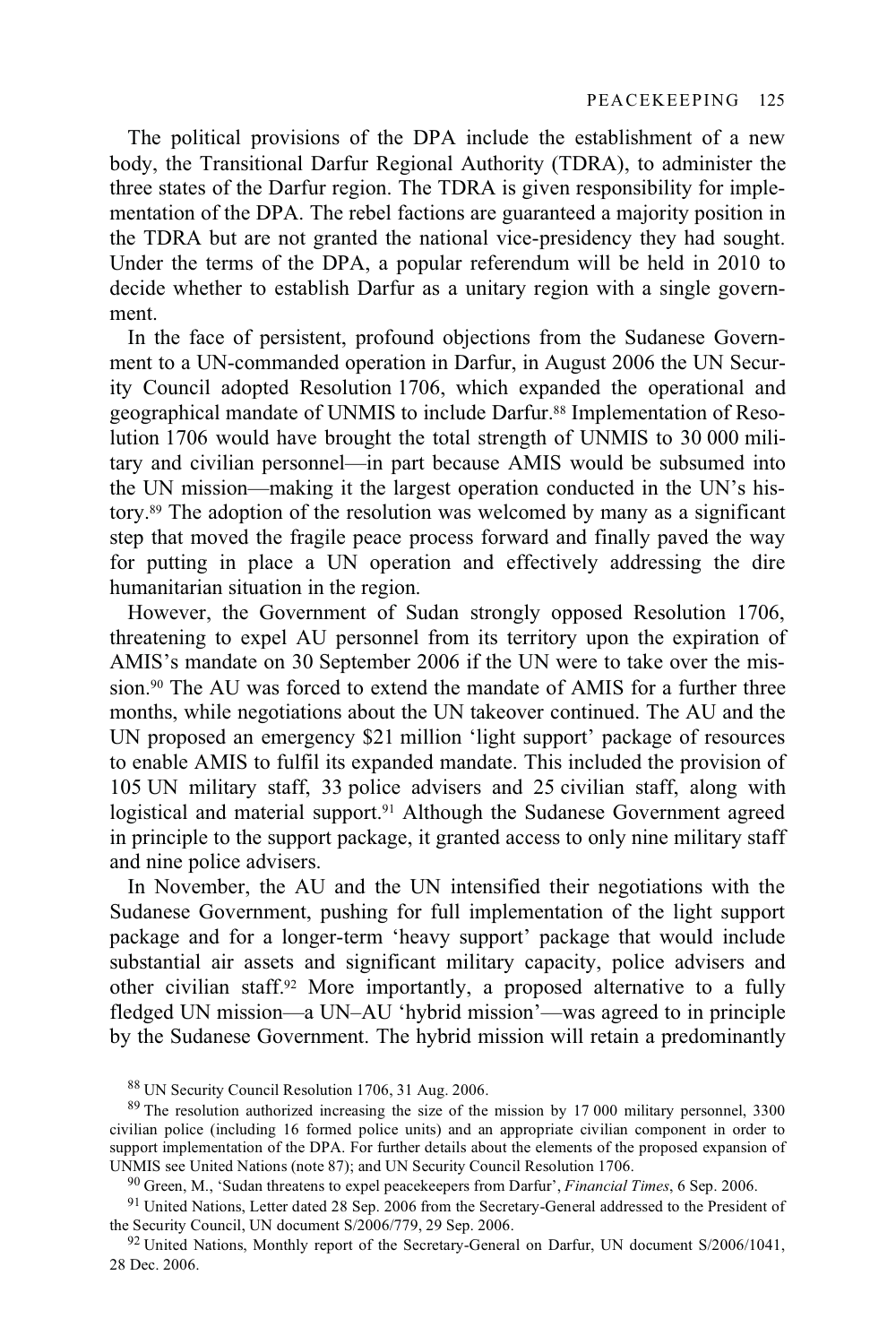The political provisions of the DPA include the establishment of a new body, the Transitional Darfur Regional Authority (TDRA), to administer the three states of the Darfur region. The TDRA is given responsibility for implementation of the DPA. The rebel factions are guaranteed a majority position in the TDRA but are not granted the national vice-presidency they had sought. Under the terms of the DPA, a popular referendum will be held in 2010 to decide whether to establish Darfur as a unitary region with a single government.

In the face of persistent, profound objections from the Sudanese Government to a UN-commanded operation in Darfur, in August 2006 the UN Security Council adopted Resolution 1706, which expanded the operational and geographical mandate of UNMIS to include Darfur.[88] Implementation of Resolution 1706 would have brought the total strength of UNMIS to 30 000 military and civilian personnel—in part because AMIS would be subsumed into the UN mission—making it the largest operation conducted in the UN's history.[89] The adoption of the resolution was welcomed by many as a significant step that moved the fragile peace process forward and finally paved the way for putting in place a UN operation and effectively addressing the dire humanitarian situation in the region.

However, the Government of Sudan strongly opposed Resolution 1706, threatening to expel AU personnel from its territory upon the expiration of AMIS's mandate on 30 September 2006 if the UN were to take over the mission.[90] The AU was forced to extend the mandate of AMIS for a further three months, while negotiations about the UN takeover continued. The AU and the UN proposed an emergency $21 million 'light support' package of resources to enable AMIS to fulfil its expanded mandate. This included the provision of 105 UN military staff, 33 police advisers and 25 civilian staff, along with logistical and material support.[91] Although the Sudanese Government agreed in principle to the support package, it granted access to only nine military staff and nine police advisers.

In November, the AU and the UN intensified their negotiations with the Sudanese Government, pushing for full implementation of the light support package and for a longer-term 'heavy support' package that would include substantial air assets and significant military capacity, police advisers and other civilian staff.[92] More importantly, a proposed alternative to a fully fledged UN mission—a UN–AU 'hybrid mission'—was agreed to in principle by the Sudanese Government. The hybrid mission will retain a predominantly

[88] UN Security Council Resolution 1706, 31 Aug. 2006.

[89] The resolution authorized increasing the size of the mission by 17 000 military personnel, 3300 civilian police (including 16 formed police units) and an appropriate civilian component in order to support implementation of the DPA. For further details about the elements of the proposed expansion of UNMIS see United Nations (note 87); and UN Security Council Resolution 1706.

[90] Green, M., 'Sudan threatens to expel peacekeepers from Darfur', *Financial Times*, 6 Sep. 2006.

[91] United Nations, Letter dated 28 Sep. 2006 from the Secretary-General addressed to the President of the Security Council, UN document S/2006/779, 29 Sep. 2006.

[92] United Nations, Monthly report of the Secretary-General on Darfur, UN document S/2006/1041, 28 Dec. 2006.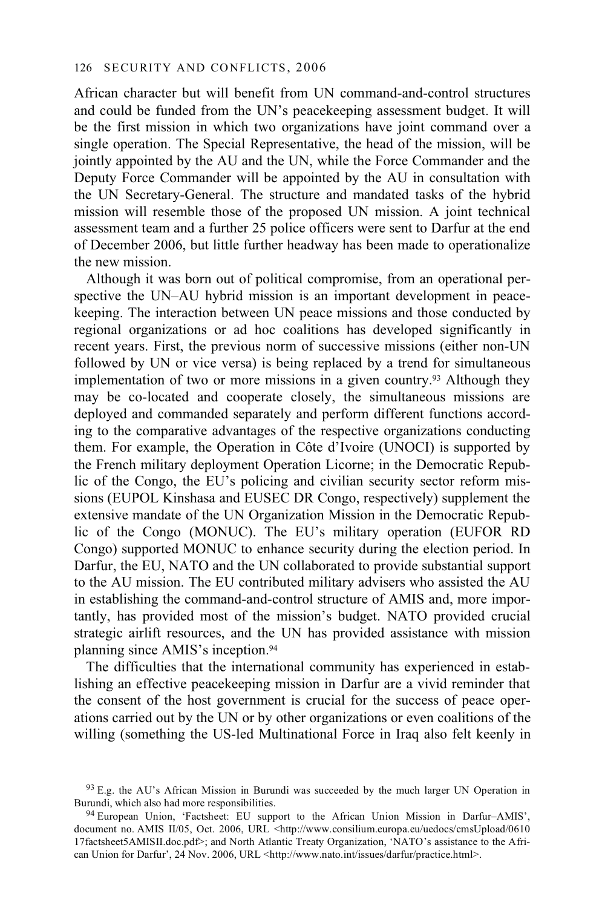African character but will benefit from UN command-and-control structures and could be funded from the UN's peacekeeping assessment budget. It will be the first mission in which two organizations have joint command over a single operation. The Special Representative, the head of the mission, will be jointly appointed by the AU and the UN, while the Force Commander and the Deputy Force Commander will be appointed by the AU in consultation with the UN Secretary-General. The structure and mandated tasks of the hybrid mission will resemble those of the proposed UN mission. A joint technical assessment team and a further 25 police officers were sent to Darfur at the end of December 2006, but little further headway has been made to operationalize the new mission.

Although it was born out of political compromise, from an operational perspective the UN–AU hybrid mission is an important development in peacekeeping. The interaction between UN peace missions and those conducted by regional organizations or ad hoc coalitions has developed significantly in recent years. First, the previous norm of successive missions (either non-UN followed by UN or vice versa) is being replaced by a trend for simultaneous implementation of two or more missions in a given country.[93] Although they may be co-located and cooperate closely, the simultaneous missions are deployed and commanded separately and perform different functions according to the comparative advantages of the respective organizations conducting them. For example, the Operation in Côte d'Ivoire (UNOCI) is supported by the French military deployment Operation Licorne; in the Democratic Republic of the Congo, the EU's policing and civilian security sector reform missions (EUPOL Kinshasa and EUSEC DR Congo, respectively) supplement the extensive mandate of the UN Organization Mission in the Democratic Republic of the Congo (MONUC). The EU's military operation (EUFOR RD Congo) supported MONUC to enhance security during the election period. In Darfur, the EU, NATO and the UN collaborated to provide substantial support to the AU mission. The EU contributed military advisers who assisted the AU in establishing the command-and-control structure of AMIS and, more importantly, has provided most of the mission's budget. NATO provided crucial strategic airlift resources, and the UN has provided assistance with mission planning since AMIS's inception.[94]

The difficulties that the international community has experienced in establishing an effective peacekeeping mission in Darfur are a vivid reminder that the consent of the host government is crucial for the success of peace operations carried out by the UN or by other organizations or even coalitions of the willing (something the US-led Multinational Force in Iraq also felt keenly in

[93] E.g. the AU's African Mission in Burundi was succeeded by the much larger UN Operation in Burundi, which also had more responsibilities.

[94] European Union, 'Factsheet: EU support to the African Union Mission in Darfur–AMIS', document no. AMIS II/05, Oct. 2006, URL <http://www.consilium.europa.eu/uedocs/cmsUpload/061017factsheet5AMISII.doc.pdf>; and North Atlantic Treaty Organization, 'NATO's assistance to the African Union for Darfur', 24 Nov. 2006, URL <http://www.nato.int/issues/darfur/practice.html>.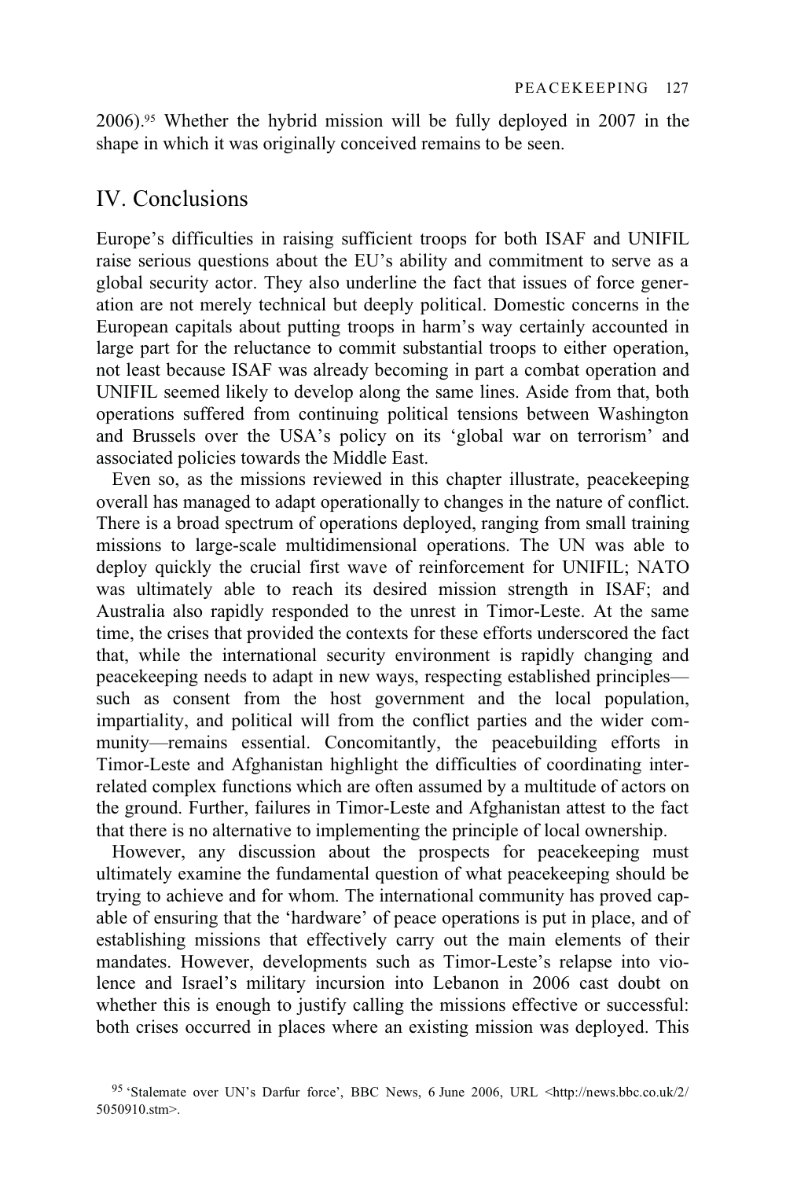2006).[95] Whether the hybrid mission will be fully deployed in 2007 in the shape in which it was originally conceived remains to be seen.

## IV. Conclusions

Europe's difficulties in raising sufficient troops for both ISAF and UNIFIL raise serious questions about the EU's ability and commitment to serve as a global security actor. They also underline the fact that issues of force generation are not merely technical but deeply political. Domestic concerns in the European capitals about putting troops in harm's way certainly accounted in large part for the reluctance to commit substantial troops to either operation, not least because ISAF was already becoming in part a combat operation and UNIFIL seemed likely to develop along the same lines. Aside from that, both operations suffered from continuing political tensions between Washington and Brussels over the USA's policy on its 'global war on terrorism' and associated policies towards the Middle East.

Even so, as the missions reviewed in this chapter illustrate, peacekeeping overall has managed to adapt operationally to changes in the nature of conflict. There is a broad spectrum of operations deployed, ranging from small training missions to large-scale multidimensional operations. The UN was able to deploy quickly the crucial first wave of reinforcement for UNIFIL; NATO was ultimately able to reach its desired mission strength in ISAF; and Australia also rapidly responded to the unrest in Timor-Leste. At the same time, the crises that provided the contexts for these efforts underscored the fact that, while the international security environment is rapidly changing and peacekeeping needs to adapt in new ways, respecting established principles—such as consent from the host government and the local population, impartiality, and political will from the conflict parties and the wider community—remains essential. Concomitantly, the peacebuilding efforts in Timor-Leste and Afghanistan highlight the difficulties of coordinating interrelated complex functions which are often assumed by a multitude of actors on the ground. Further, failures in Timor-Leste and Afghanistan attest to the fact that there is no alternative to implementing the principle of local ownership.

However, any discussion about the prospects for peacekeeping must ultimately examine the fundamental question of what peacekeeping should be trying to achieve and for whom. The international community has proved capable of ensuring that the 'hardware' of peace operations is put in place, and of establishing missions that effectively carry out the main elements of their mandates. However, developments such as Timor-Leste's relapse into violence and Israel's military incursion into Lebanon in 2006 cast doubt on whether this is enough to justify calling the missions effective or successful: both crises occurred in places where an existing mission was deployed. This

[95] 'Stalemate over UN's Darfur force', BBC News, 6 June 2006, URL <http://news.bbc.co.uk/2/5050910.stm>.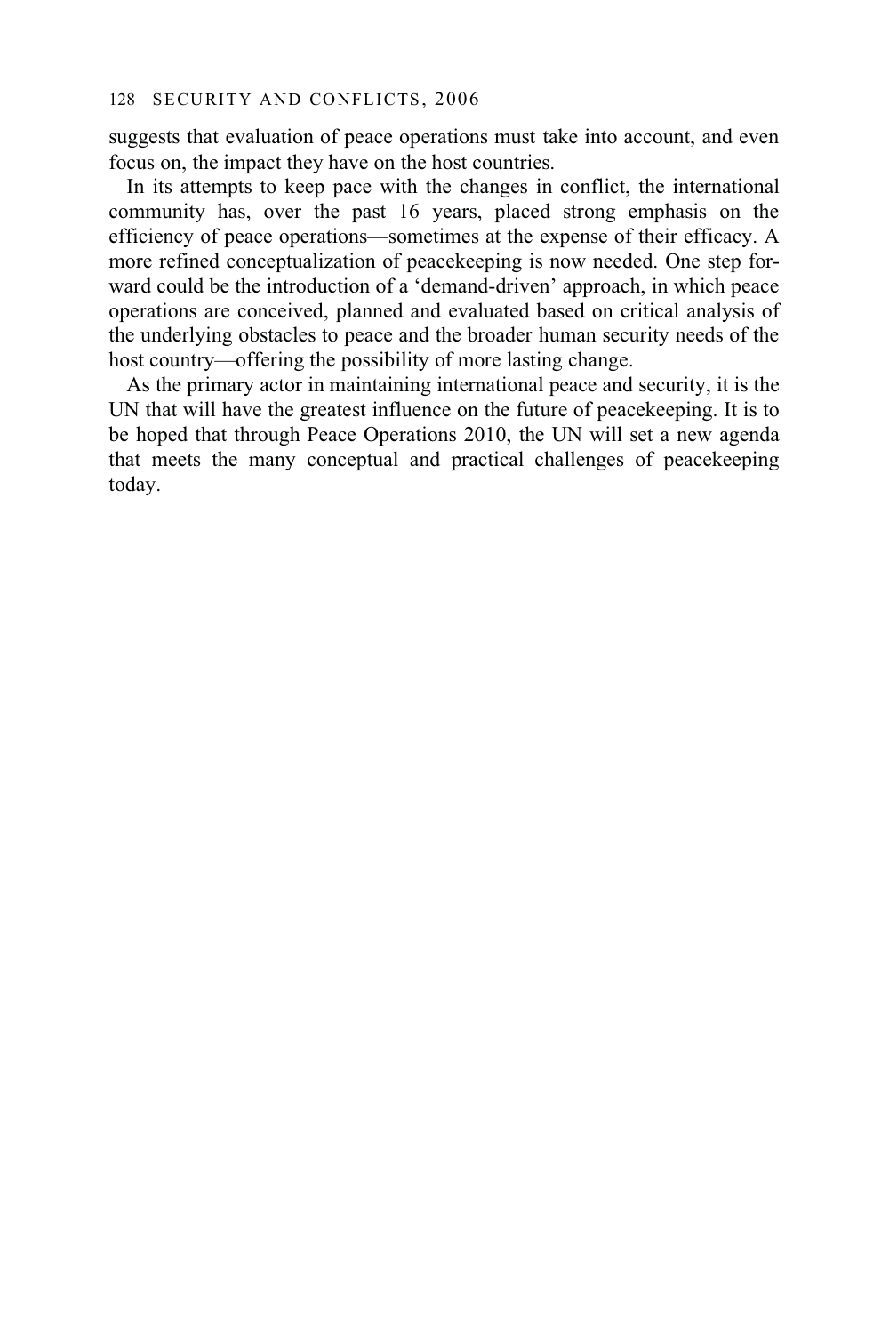suggests that evaluation of peace operations must take into account, and even focus on, the impact they have on the host countries.

In its attempts to keep pace with the changes in conflict, the international community has, over the past 16 years, placed strong emphasis on the efficiency of peace operations—sometimes at the expense of their efficacy. A more refined conceptualization of peacekeeping is now needed. One step forward could be the introduction of a 'demand-driven' approach, in which peace operations are conceived, planned and evaluated based on critical analysis of the underlying obstacles to peace and the broader human security needs of the host country—offering the possibility of more lasting change.

As the primary actor in maintaining international peace and security, it is the UN that will have the greatest influence on the future of peacekeeping. It is to be hoped that through Peace Operations 2010, the UN will set a new agenda that meets the many conceptual and practical challenges of peacekeeping today.